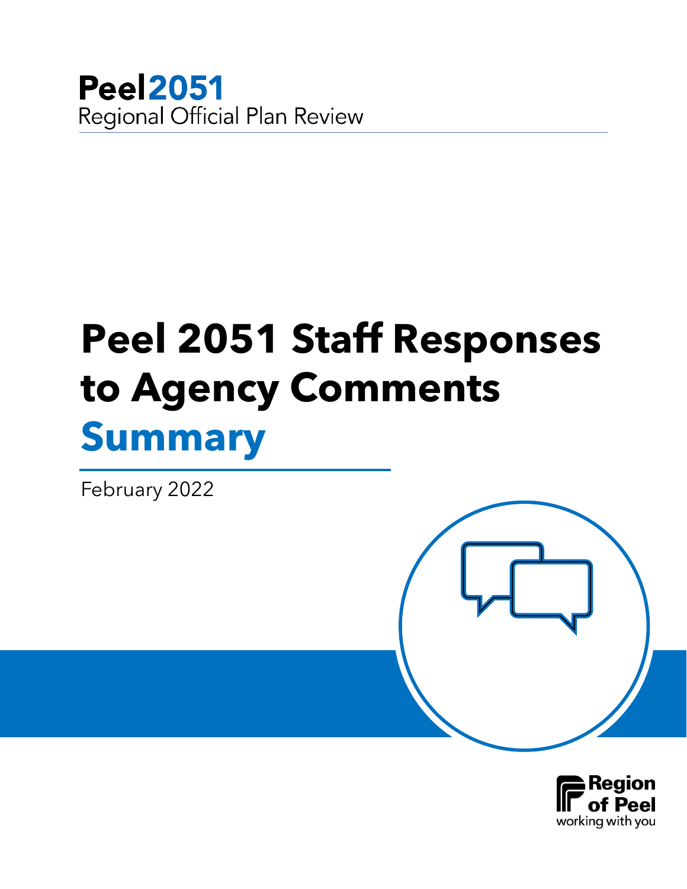**Peel2051**
Regional Official Plan Review

# Peel 2051 Staff Responses to Agency Comments

## Summary

February 2022

Region of Peel
working with you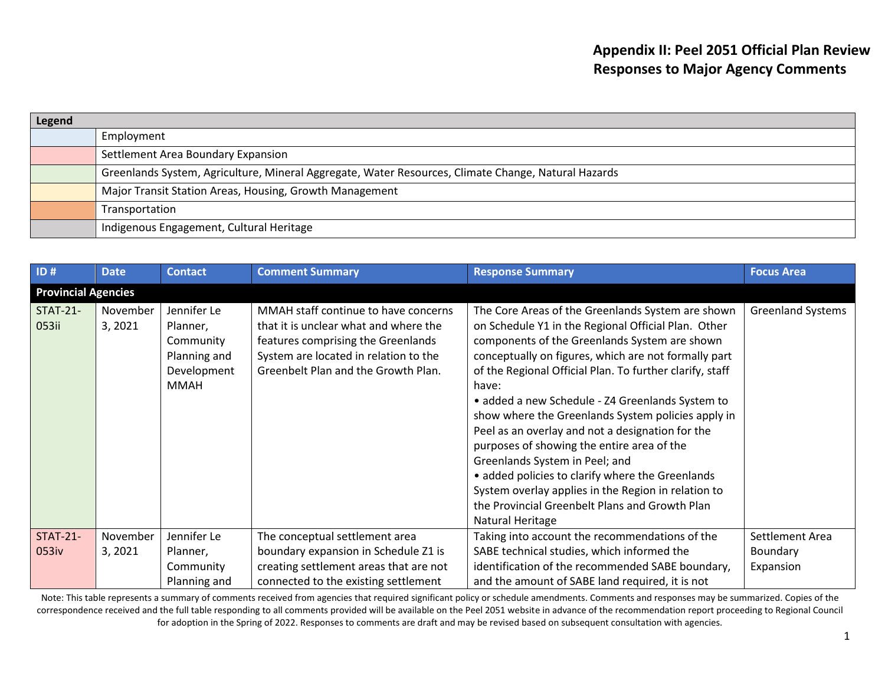# Appendix II: Peel 2051 Official Plan Review
# Responses to Major Agency Comments

| Legend | |
|---|---|
| | Employment |
| | Settlement Area Boundary Expansion |
| | Greenlands System, Agriculture, Mineral Aggregate, Water Resources, Climate Change, Natural Hazards |
| | Major Transit Station Areas, Housing, Growth Management |
| | Transportation |
| | Indigenous Engagement, Cultural Heritage |

| ID # | Date | Contact | Comment Summary | Response Summary | Focus Area |
|---|---|---|---|---|---|
| **Provincial Agencies** | | | | | |
| STAT-21-053ii | November 3, 2021 | Jennifer Le Planner, Community Planning and Development MMAH | MMAH staff continue to have concerns that it is unclear what and where the features comprising the Greenlands System are located in relation to the Greenbelt Plan and the Growth Plan. | The Core Areas of the Greenlands System are shown on Schedule Y1 in the Regional Official Plan. Other components of the Greenlands System are shown conceptually on figures, which are not formally part of the Regional Official Plan. To further clarify, staff have:<br>• added a new Schedule - Z4 Greenlands System to show where the Greenlands System policies apply in Peel as an overlay and not a designation for the purposes of showing the entire area of the Greenlands System in Peel; and<br>• added policies to clarify where the Greenlands System overlay applies in the Region in relation to the Provincial Greenbelt Plans and Growth Plan Natural Heritage | Greenland Systems |
| STAT-21-053iv | November 3, 2021 | Jennifer Le Planner, Community Planning and | The conceptual settlement area boundary expansion in Schedule Z1 is creating settlement areas that are not connected to the existing settlement | Taking into account the recommendations of the SABE technical studies, which informed the identification of the recommended SABE boundary, and the amount of SABE land required, it is not | Settlement Area Boundary Expansion |

Note: This table represents a summary of comments received from agencies that required significant policy or schedule amendments. Comments and responses may be summarized. Copies of the correspondence received and the full table responding to all comments provided will be available on the Peel 2051 website in advance of the recommendation report proceeding to Regional Council for adoption in the Spring of 2022. Responses to comments are draft and may be revised based on subsequent consultation with agencies.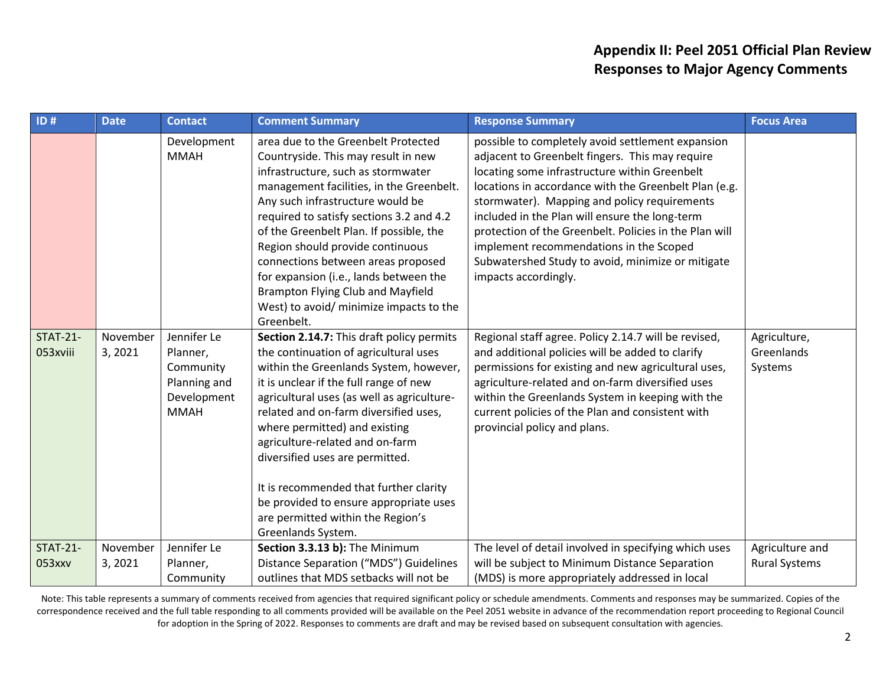## Appendix II: Peel 2051 Official Plan Review Responses to Major Agency Comments

| ID # | Date | Contact | Comment Summary | Response Summary | Focus Area |
|---|---|---|---|---|---|
| | | Development MMAH | area due to the Greenbelt Protected Countryside. This may result in new infrastructure, such as stormwater management facilities, in the Greenbelt. Any such infrastructure would be required to satisfy sections 3.2 and 4.2 of the Greenbelt Plan. If possible, the Region should provide continuous connections between areas proposed for expansion (i.e., lands between the Brampton Flying Club and Mayfield West) to avoid/ minimize impacts to the Greenbelt. | possible to completely avoid settlement expansion adjacent to Greenbelt fingers. This may require locating some infrastructure within Greenbelt locations in accordance with the Greenbelt Plan (e.g. stormwater). Mapping and policy requirements included in the Plan will ensure the long-term protection of the Greenbelt. Policies in the Plan will implement recommendations in the Scoped Subwatershed Study to avoid, minimize or mitigate impacts accordingly. | |
| STAT-21-053xviii | November 3, 2021 | Jennifer Le Planner, Community Planning and Development MMAH | **Section 2.14.7:** This draft policy permits the continuation of agricultural uses within the Greenlands System, however, it is unclear if the full range of new agricultural uses (as well as agriculture-related and on-farm diversified uses, where permitted) and existing agriculture-related and on-farm diversified uses are permitted.<br><br>It is recommended that further clarity be provided to ensure appropriate uses are permitted within the Region's Greenlands System. | Regional staff agree. Policy 2.14.7 will be revised, and additional policies will be added to clarify permissions for existing and new agricultural uses, agriculture-related and on-farm diversified uses within the Greenlands System in keeping with the current policies of the Plan and consistent with provincial policy and plans. | Agriculture, Greenlands Systems |
| STAT-21-053xxv | November 3, 2021 | Jennifer Le Planner, Community | **Section 3.3.13 b):** The Minimum Distance Separation ("MDS") Guidelines outlines that MDS setbacks will not be | The level of detail involved in specifying which uses will be subject to Minimum Distance Separation (MDS) is more appropriately addressed in local | Agriculture and Rural Systems |

Note: This table represents a summary of comments received from agencies that required significant policy or schedule amendments. Comments and responses may be summarized. Copies of the correspondence received and the full table responding to all comments provided will be available on the Peel 2051 website in advance of the recommendation report proceeding to Regional Council for adoption in the Spring of 2022. Responses to comments are draft and may be revised based on subsequent consultation with agencies.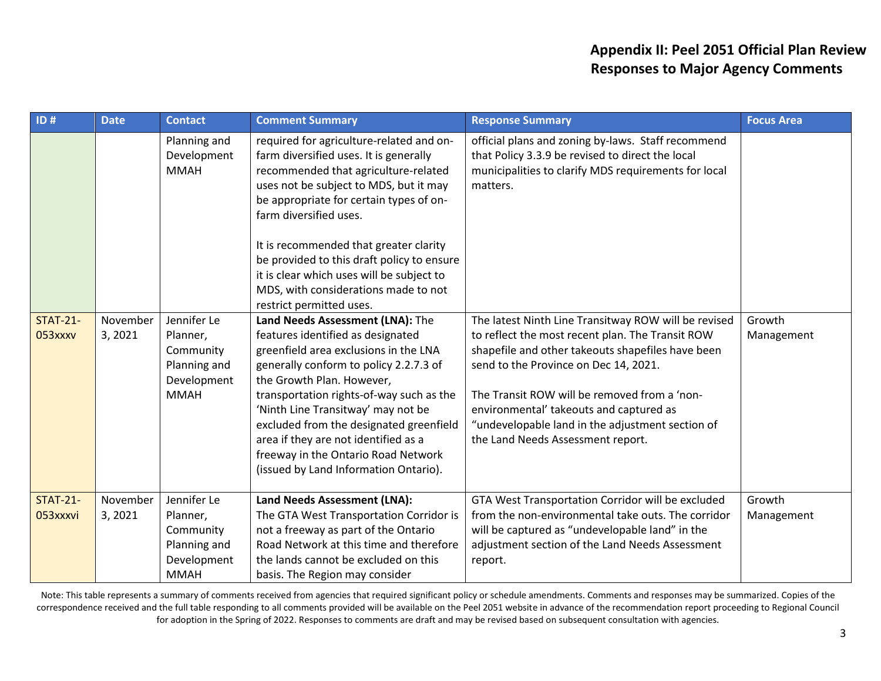# Appendix II: Peel 2051 Official Plan Review Responses to Major Agency Comments

| ID # | Date | Contact | Comment Summary | Response Summary | Focus Area |
|---|---|---|---|---|---|
| | | Planning and Development MMAH | required for agriculture-related and on-farm diversified uses. It is generally recommended that agriculture-related uses not be subject to MDS, but it may be appropriate for certain types of on-farm diversified uses.<br><br>It is recommended that greater clarity be provided to this draft policy to ensure it is clear which uses will be subject to MDS, with considerations made to not restrict permitted uses. | official plans and zoning by-laws. Staff recommend that Policy 3.3.9 be revised to direct the local municipalities to clarify MDS requirements for local matters. | |
| STAT-21-053xxxv | November 3, 2021 | Jennifer Le Planner, Community Planning and Development MMAH | **Land Needs Assessment (LNA):** The features identified as designated greenfield area exclusions in the LNA generally conform to policy 2.2.7.3 of the Growth Plan. However, transportation rights-of-way such as the 'Ninth Line Transitway' may not be excluded from the designated greenfield area if they are not identified as a freeway in the Ontario Road Network (issued by Land Information Ontario). | The latest Ninth Line Transitway ROW will be revised to reflect the most recent plan. The Transit ROW shapefile and other takeouts shapefiles have been send to the Province on Dec 14, 2021.<br><br>The Transit ROW will be removed from a 'non-environmental' takeouts and captured as "undevelopable land in the adjustment section of the Land Needs Assessment report. | Growth Management |
| STAT-21-053xxxvi | November 3, 2021 | Jennifer Le Planner, Community Planning and Development MMAH | **Land Needs Assessment (LNA):** The GTA West Transportation Corridor is not a freeway as part of the Ontario Road Network at this time and therefore the lands cannot be excluded on this basis. The Region may consider | GTA West Transportation Corridor will be excluded from the non-environmental take outs. The corridor will be captured as "undevelopable land" in the adjustment section of the Land Needs Assessment report. | Growth Management |

Note: This table represents a summary of comments received from agencies that required significant policy or schedule amendments. Comments and responses may be summarized. Copies of the correspondence received and the full table responding to all comments provided will be available on the Peel 2051 website in advance of the recommendation report proceeding to Regional Council for adoption in the Spring of 2022. Responses to comments are draft and may be revised based on subsequent consultation with agencies.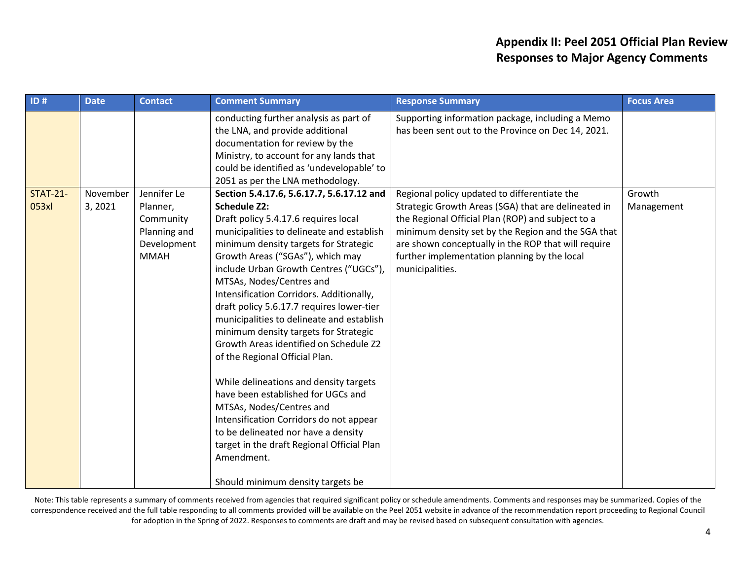| ID # | Date | Contact | Comment Summary | Response Summary | Focus Area |
|---|---|---|---|---|---|
| | | | conducting further analysis as part of the LNA, and provide additional documentation for review by the Ministry, to account for any lands that could be identified as 'undevelopable' to 2051 as per the LNA methodology. | Supporting information package, including a Memo has been sent out to the Province on Dec 14, 2021. | |
| STAT-21-053xl | November 3, 2021 | Jennifer Le Planner, Community Planning and Development MMAH | **Section 5.4.17.6, 5.6.17.7, 5.6.17.12 and Schedule Z2:** Draft policy 5.4.17.6 requires local municipalities to delineate and establish minimum density targets for Strategic Growth Areas ("SGAs"), which may include Urban Growth Centres ("UGCs"), MTSAs, Nodes/Centres and Intensification Corridors. Additionally, draft policy 5.6.17.7 requires lower-tier municipalities to delineate and establish minimum density targets for Strategic Growth Areas identified on Schedule Z2 of the Regional Official Plan.<br><br>While delineations and density targets have been established for UGCs and MTSAs, Nodes/Centres and Intensification Corridors do not appear to be delineated nor have a density target in the draft Regional Official Plan Amendment.<br><br>Should minimum density targets be | Regional policy updated to differentiate the Strategic Growth Areas (SGA) that are delineated in the Regional Official Plan (ROP) and subject to a minimum density set by the Region and the SGA that are shown conceptually in the ROP that will require further implementation planning by the local municipalities. | Growth Management |

Note: This table represents a summary of comments received from agencies that required significant policy or schedule amendments. Comments and responses may be summarized. Copies of the correspondence received and the full table responding to all comments provided will be available on the Peel 2051 website in advance of the recommendation report proceeding to Regional Council for adoption in the Spring of 2022. Responses to comments are draft and may be revised based on subsequent consultation with agencies.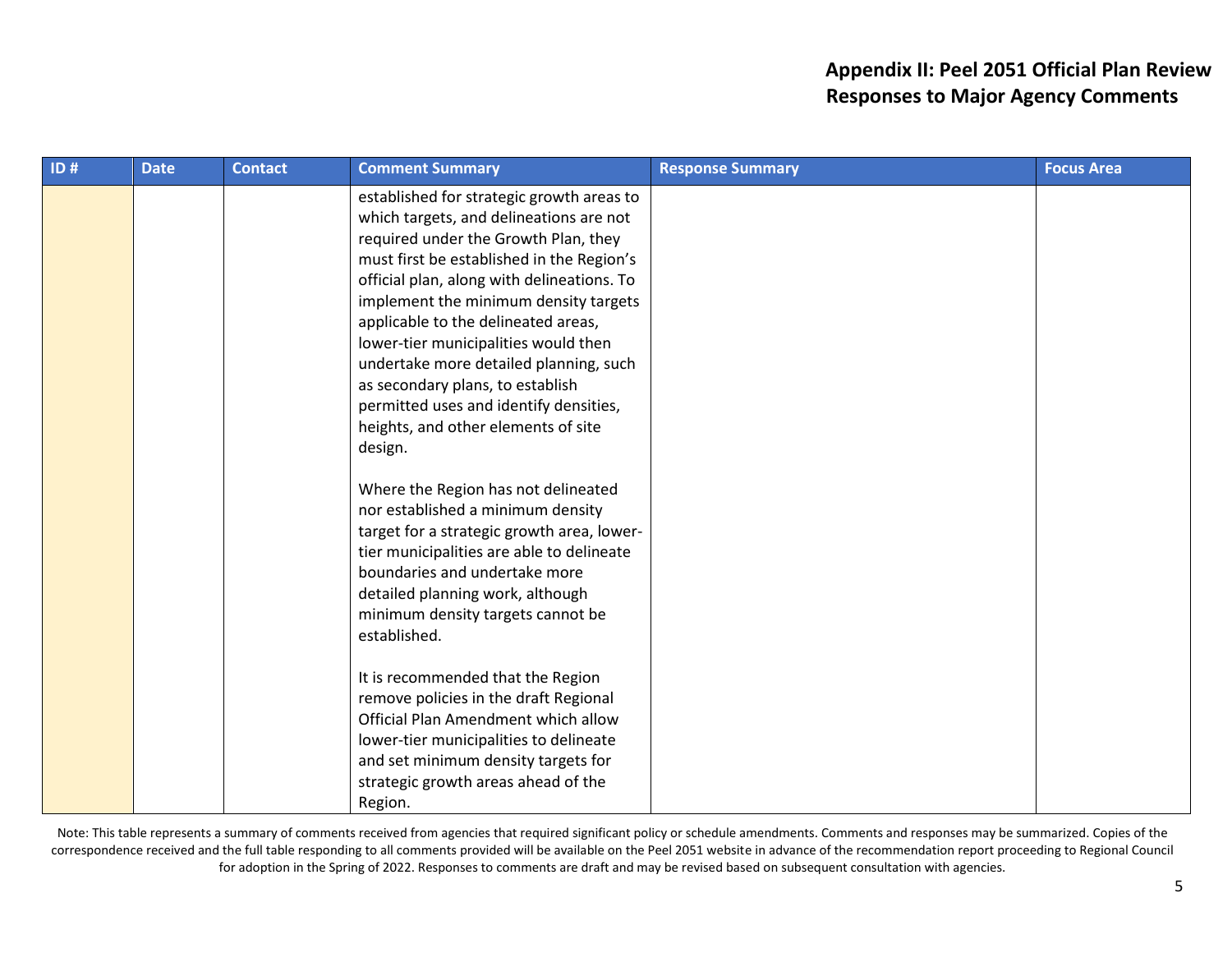# Appendix II: Peel 2051 Official Plan Review
# Responses to Major Agency Comments

| ID # | Date | Contact | Comment Summary | Response Summary | Focus Area |
|---|---|---|---|---|---|
| | | | established for strategic growth areas to which targets, and delineations are not required under the Growth Plan, they must first be established in the Region's official plan, along with delineations. To implement the minimum density targets applicable to the delineated areas, lower-tier municipalities would then undertake more detailed planning, such as secondary plans, to establish permitted uses and identify densities, heights, and other elements of site design.<br><br>Where the Region has not delineated nor established a minimum density target for a strategic growth area, lower-tier municipalities are able to delineate boundaries and undertake more detailed planning work, although minimum density targets cannot be established.<br><br>It is recommended that the Region remove policies in the draft Regional Official Plan Amendment which allow lower-tier municipalities to delineate and set minimum density targets for strategic growth areas ahead of the Region. | | |

Note: This table represents a summary of comments received from agencies that required significant policy or schedule amendments. Comments and responses may be summarized. Copies of the correspondence received and the full table responding to all comments provided will be available on the Peel 2051 website in advance of the recommendation report proceeding to Regional Council for adoption in the Spring of 2022. Responses to comments are draft and may be revised based on subsequent consultation with agencies.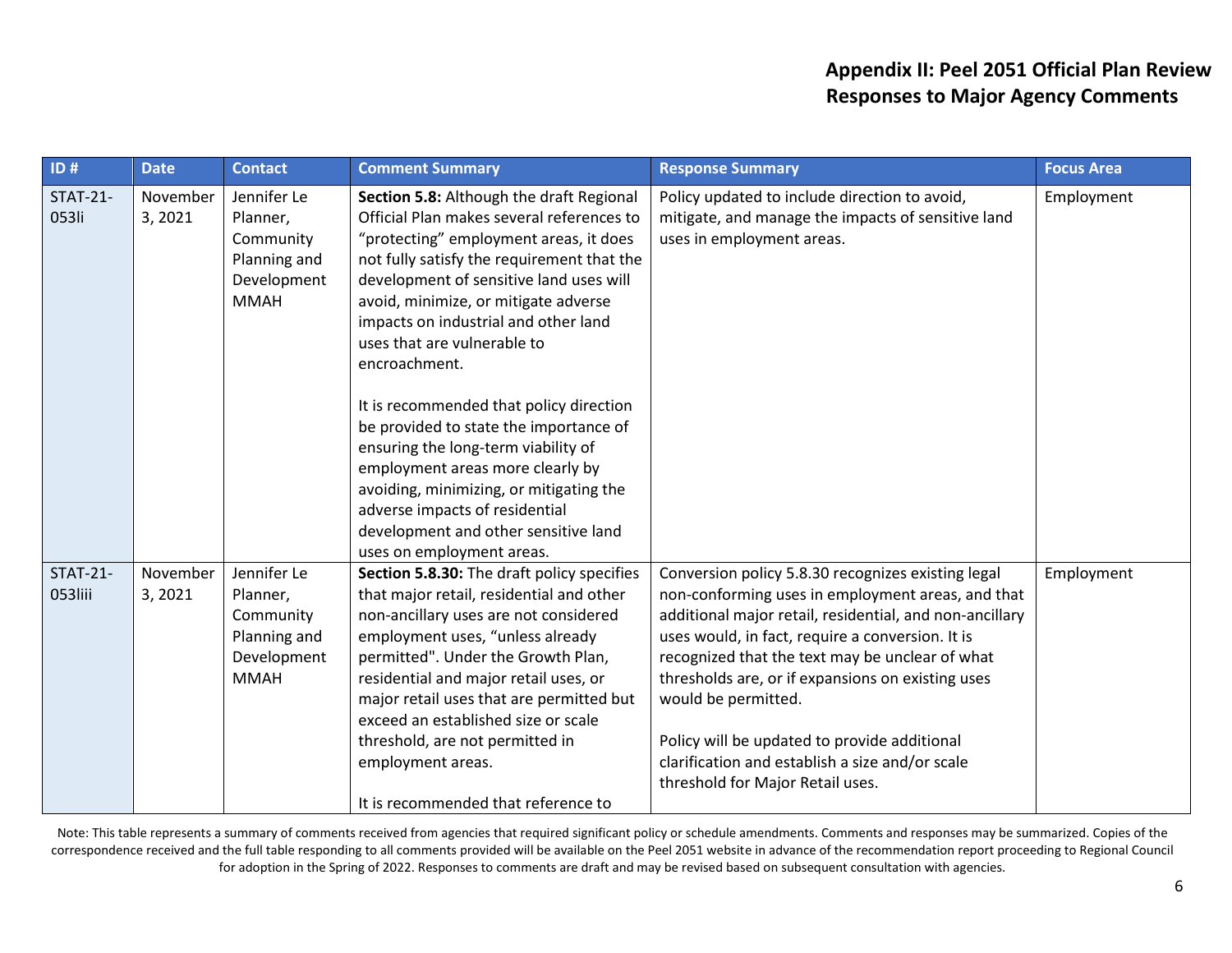# Appendix II: Peel 2051 Official Plan Review Responses to Major Agency Comments

| ID # | Date | Contact | Comment Summary | Response Summary | Focus Area |
|---|---|---|---|---|---|
| STAT-21-053li | November 3, 2021 | Jennifer Le Planner, Community Planning and Development MMAH | **Section 5.8:** Although the draft Regional Official Plan makes several references to "protecting" employment areas, it does not fully satisfy the requirement that the development of sensitive land uses will avoid, minimize, or mitigate adverse impacts on industrial and other land uses that are vulnerable to encroachment.<br><br>It is recommended that policy direction be provided to state the importance of ensuring the long-term viability of employment areas more clearly by avoiding, minimizing, or mitigating the adverse impacts of residential development and other sensitive land uses on employment areas. | Policy updated to include direction to avoid, mitigate, and manage the impacts of sensitive land uses in employment areas. | Employment |
| STAT-21-053liii | November 3, 2021 | Jennifer Le Planner, Community Planning and Development MMAH | **Section 5.8.30:** The draft policy specifies that major retail, residential and other non-ancillary uses are not considered employment uses, "unless already permitted". Under the Growth Plan, residential and major retail uses, or major retail uses that are permitted but exceed an established size or scale threshold, are not permitted in employment areas.<br><br>It is recommended that reference to | Conversion policy 5.8.30 recognizes existing legal non-conforming uses in employment areas, and that additional major retail, residential, and non-ancillary uses would, in fact, require a conversion. It is recognized that the text may be unclear of what thresholds are, or if expansions on existing uses would be permitted.<br><br>Policy will be updated to provide additional clarification and establish a size and/or scale threshold for Major Retail uses. | Employment |

Note: This table represents a summary of comments received from agencies that required significant policy or schedule amendments. Comments and responses may be summarized. Copies of the correspondence received and the full table responding to all comments provided will be available on the Peel 2051 website in advance of the recommendation report proceeding to Regional Council for adoption in the Spring of 2022. Responses to comments are draft and may be revised based on subsequent consultation with agencies.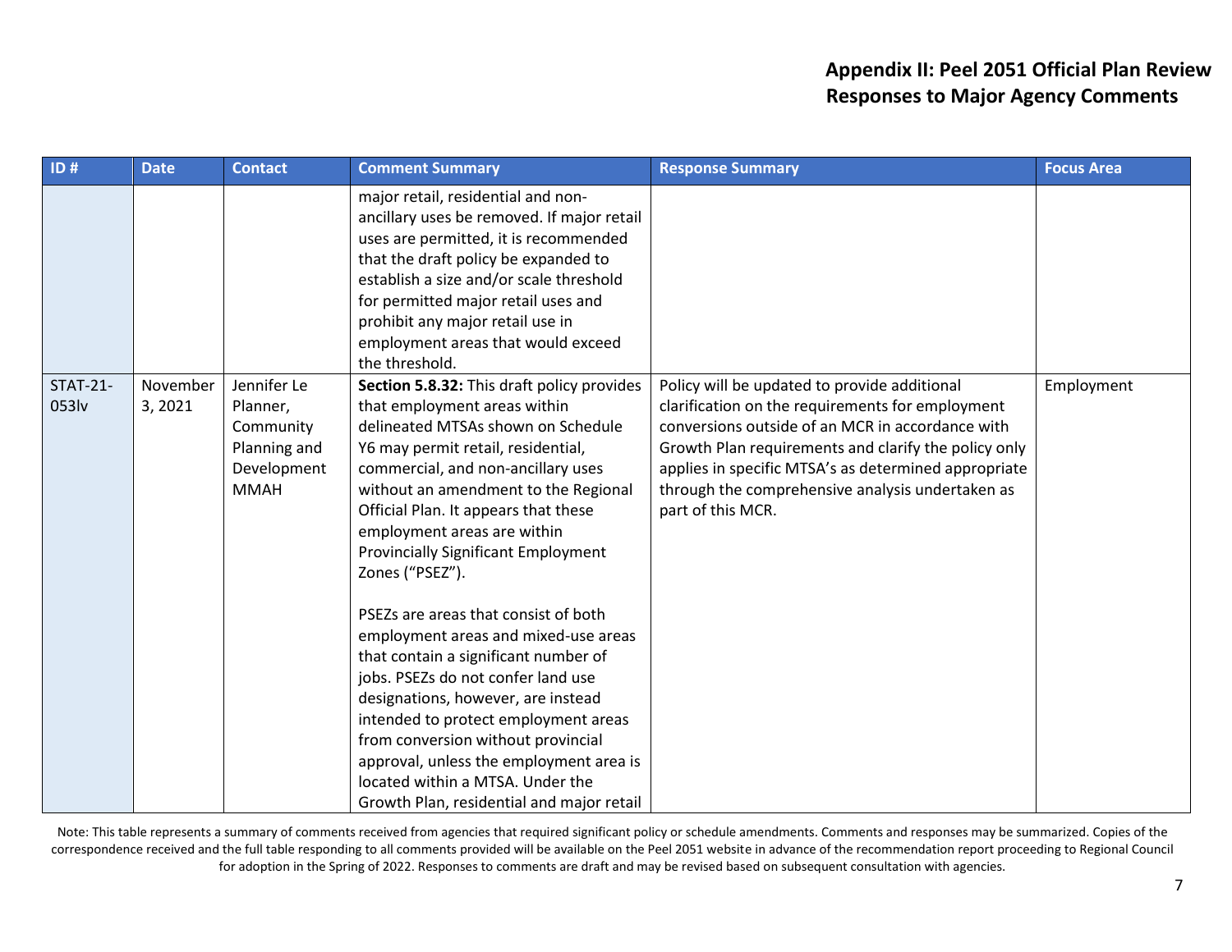## Appendix II: Peel 2051 Official Plan Review Responses to Major Agency Comments

| ID # | Date | Contact | Comment Summary | Response Summary | Focus Area |
|---|---|---|---|---|---|
| | | | major retail, residential and non-ancillary uses be removed. If major retail uses are permitted, it is recommended that the draft policy be expanded to establish a size and/or scale threshold for permitted major retail uses and prohibit any major retail use in employment areas that would exceed the threshold. | | |
| STAT-21-053lv | November 3, 2021 | Jennifer Le Planner, Community Planning and Development MMAH | **Section 5.8.32:** This draft policy provides that employment areas within delineated MTSAs shown on Schedule Y6 may permit retail, residential, commercial, and non-ancillary uses without an amendment to the Regional Official Plan. It appears that these employment areas are within Provincially Significant Employment Zones ("PSEZ").<br><br>PSEZs are areas that consist of both employment areas and mixed-use areas that contain a significant number of jobs. PSEZs do not confer land use designations, however, are instead intended to protect employment areas from conversion without provincial approval, unless the employment area is located within a MTSA. Under the Growth Plan, residential and major retail | Policy will be updated to provide additional clarification on the requirements for employment conversions outside of an MCR in accordance with Growth Plan requirements and clarify the policy only applies in specific MTSA's as determined appropriate through the comprehensive analysis undertaken as part of this MCR. | Employment |

Note: This table represents a summary of comments received from agencies that required significant policy or schedule amendments. Comments and responses may be summarized. Copies of the correspondence received and the full table responding to all comments provided will be available on the Peel 2051 website in advance of the recommendation report proceeding to Regional Council for adoption in the Spring of 2022. Responses to comments are draft and may be revised based on subsequent consultation with agencies.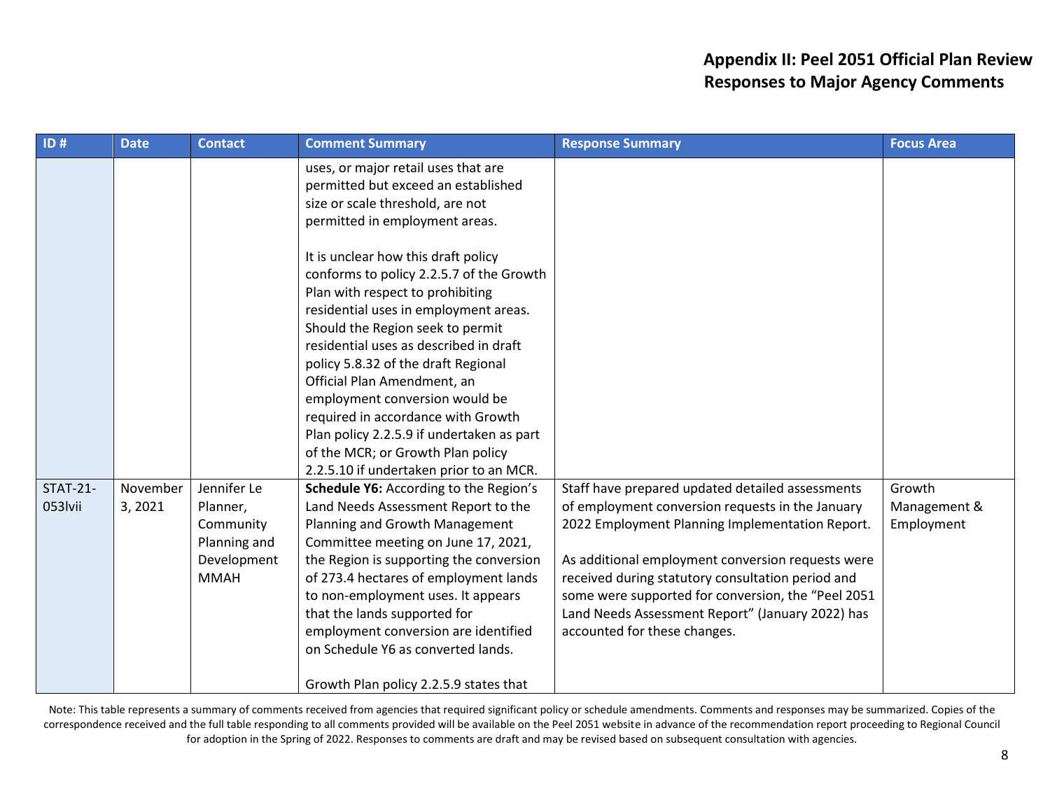# Appendix II: Peel 2051 Official Plan Review
# Responses to Major Agency Comments

| ID # | Date | Contact | Comment Summary | Response Summary | Focus Area |
|---|---|---|---|---|---|
| | | | uses, or major retail uses that are permitted but exceed an established size or scale threshold, are not permitted in employment areas.<br><br>It is unclear how this draft policy conforms to policy 2.2.5.7 of the Growth Plan with respect to prohibiting residential uses in employment areas. Should the Region seek to permit residential uses as described in draft policy 5.8.32 of the draft Regional Official Plan Amendment, an employment conversion would be required in accordance with Growth Plan policy 2.2.5.9 if undertaken as part of the MCR; or Growth Plan policy 2.2.5.10 if undertaken prior to an MCR. | | |
| STAT-21-053lvii | November 3, 2021 | Jennifer Le Planner, Community Planning and Development MMAH | **Schedule Y6:** According to the Region's Land Needs Assessment Report to the Planning and Growth Management Committee meeting on June 17, 2021, the Region is supporting the conversion of 273.4 hectares of employment lands to non-employment uses. It appears that the lands supported for employment conversion are identified on Schedule Y6 as converted lands.<br><br>Growth Plan policy 2.2.5.9 states that | Staff have prepared updated detailed assessments of employment conversion requests in the January 2022 Employment Planning Implementation Report.<br><br>As additional employment conversion requests were received during statutory consultation period and some were supported for conversion, the "Peel 2051 Land Needs Assessment Report" (January 2022) has accounted for these changes. | Growth Management & Employment |

Note: This table represents a summary of comments received from agencies that required significant policy or schedule amendments. Comments and responses may be summarized. Copies of the correspondence received and the full table responding to all comments provided will be available on the Peel 2051 website in advance of the recommendation report proceeding to Regional Council for adoption in the Spring of 2022. Responses to comments are draft and may be revised based on subsequent consultation with agencies.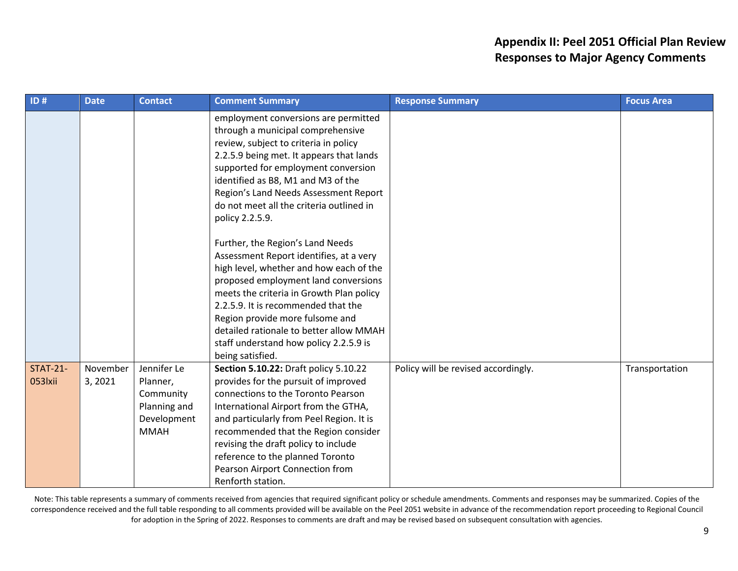## Appendix II: Peel 2051 Official Plan Review Responses to Major Agency Comments

| ID # | Date | Contact | Comment Summary | Response Summary | Focus Area |
|---|---|---|---|---|---|
| | | | employment conversions are permitted through a municipal comprehensive review, subject to criteria in policy 2.2.5.9 being met. It appears that lands supported for employment conversion identified as B8, M1 and M3 of the Region's Land Needs Assessment Report do not meet all the criteria outlined in policy 2.2.5.9.<br><br>Further, the Region's Land Needs Assessment Report identifies, at a very high level, whether and how each of the proposed employment land conversions meets the criteria in Growth Plan policy 2.2.5.9. It is recommended that the Region provide more fulsome and detailed rationale to better allow MMAH staff understand how policy 2.2.5.9 is being satisfied. | | |
| STAT-21-053lxii | November 3, 2021 | Jennifer Le Planner, Community Planning and Development MMAH | **Section 5.10.22:** Draft policy 5.10.22 provides for the pursuit of improved connections to the Toronto Pearson International Airport from the GTHA, and particularly from Peel Region. It is recommended that the Region consider revising the draft policy to include reference to the planned Toronto Pearson Airport Connection from Renforth station. | Policy will be revised accordingly. | Transportation |

Note: This table represents a summary of comments received from agencies that required significant policy or schedule amendments. Comments and responses may be summarized. Copies of the correspondence received and the full table responding to all comments provided will be available on the Peel 2051 website in advance of the recommendation report proceeding to Regional Council for adoption in the Spring of 2022. Responses to comments are draft and may be revised based on subsequent consultation with agencies.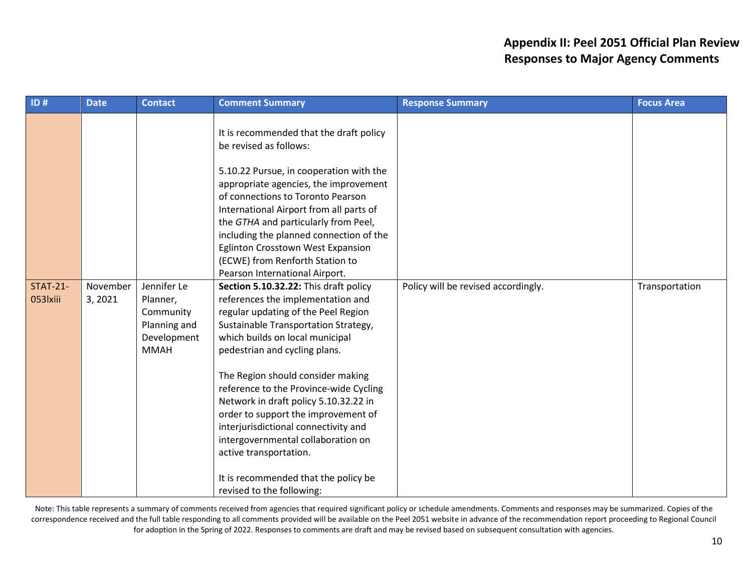## Appendix II: Peel 2051 Official Plan Review
## Responses to Major Agency Comments

| ID # | Date | Contact | Comment Summary | Response Summary | Focus Area |
|---|---|---|---|---|---|
| | | | It is recommended that the draft policy be revised as follows:<br><br>5.10.22 Pursue, in cooperation with the appropriate agencies, the improvement of connections to Toronto Pearson International Airport from all parts of the *GTHA* and particularly from Peel, including the planned connection of the Eglinton Crosstown West Expansion (ECWE) from Renforth Station to Pearson International Airport. | | |
| STAT-21-053lxiii | November 3, 2021 | Jennifer Le Planner, Community Planning and Development MMAH | **Section 5.10.32.22:** This draft policy references the implementation and regular updating of the Peel Region Sustainable Transportation Strategy, which builds on local municipal pedestrian and cycling plans.<br><br>The Region should consider making reference to the Province-wide Cycling Network in draft policy 5.10.32.22 in order to support the improvement of interjurisdictional connectivity and intergovernmental collaboration on active transportation.<br><br>It is recommended that the policy be revised to the following: | Policy will be revised accordingly. | Transportation |

Note: This table represents a summary of comments received from agencies that required significant policy or schedule amendments. Comments and responses may be summarized. Copies of the correspondence received and the full table responding to all comments provided will be available on the Peel 2051 website in advance of the recommendation report proceeding to Regional Council for adoption in the Spring of 2022. Responses to comments are draft and may be revised based on subsequent consultation with agencies.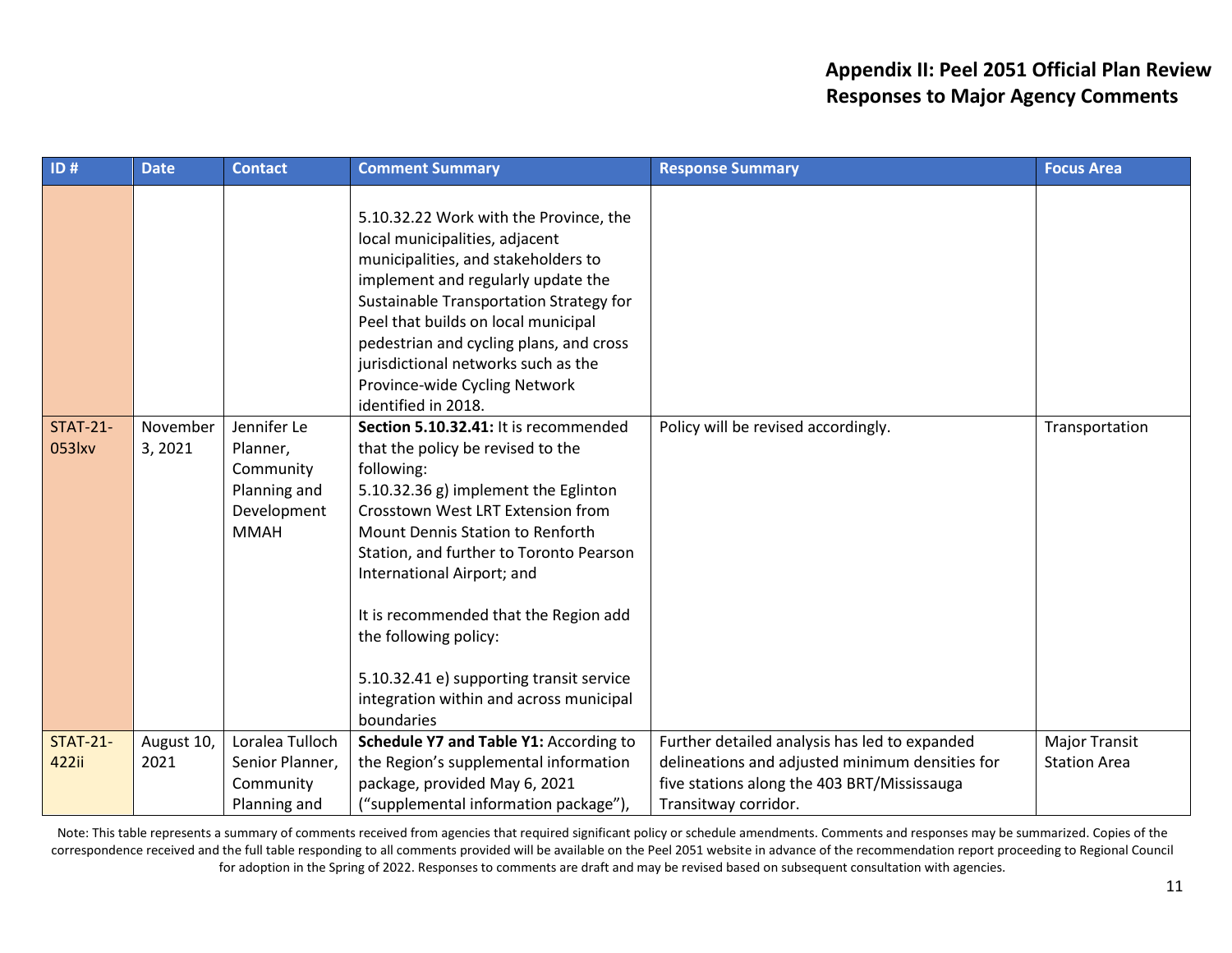## Appendix II: Peel 2051 Official Plan Review Responses to Major Agency Comments

| ID # | Date | Contact | Comment Summary | Response Summary | Focus Area |
|---|---|---|---|---|---|
| | | | 5.10.32.22 Work with the Province, the local municipalities, adjacent municipalities, and stakeholders to implement and regularly update the Sustainable Transportation Strategy for Peel that builds on local municipal pedestrian and cycling plans, and cross jurisdictional networks such as the Province-wide Cycling Network identified in 2018. | | |
| STAT-21-053lxv | November 3, 2021 | Jennifer Le Planner, Community Planning and Development MMAH | **Section 5.10.32.41:** It is recommended that the policy be revised to the following:<br>5.10.32.36 g) implement the Eglinton Crosstown West LRT Extension from Mount Dennis Station to Renforth Station, and further to Toronto Pearson International Airport; and<br><br>It is recommended that the Region add the following policy:<br><br>5.10.32.41 e) supporting transit service integration within and across municipal boundaries | Policy will be revised accordingly. | Transportation |
| STAT-21-422ii | August 10, 2021 | Loralea Tulloch Senior Planner, Community Planning and | **Schedule Y7 and Table Y1:** According to the Region's supplemental information package, provided May 6, 2021 ("supplemental information package"), | Further detailed analysis has led to expanded delineations and adjusted minimum densities for five stations along the 403 BRT/Mississauga Transitway corridor. | Major Transit Station Area |

Note: This table represents a summary of comments received from agencies that required significant policy or schedule amendments. Comments and responses may be summarized. Copies of the correspondence received and the full table responding to all comments provided will be available on the Peel 2051 website in advance of the recommendation report proceeding to Regional Council for adoption in the Spring of 2022. Responses to comments are draft and may be revised based on subsequent consultation with agencies.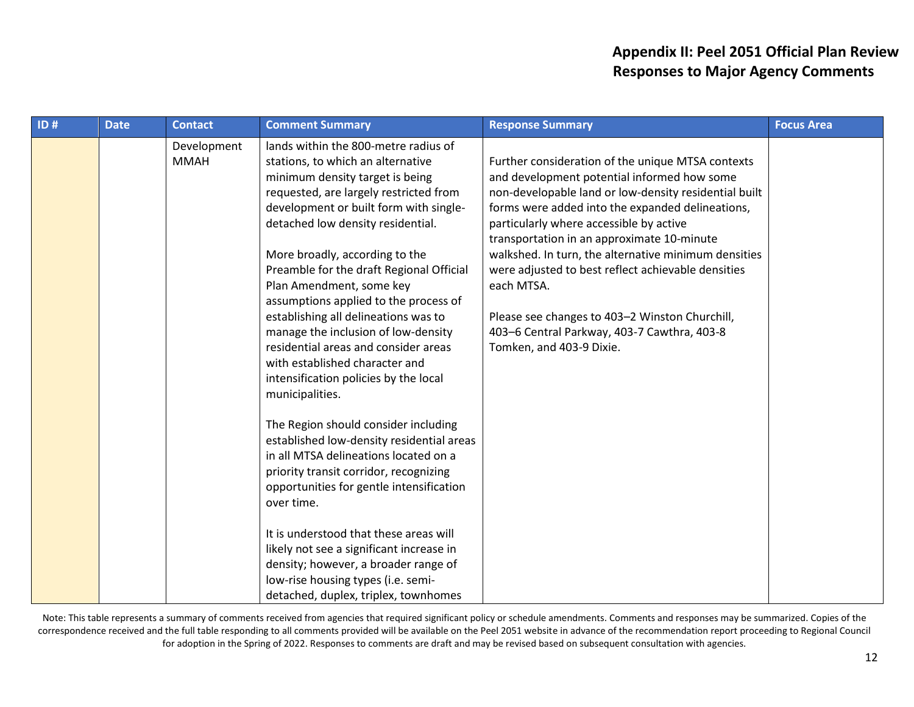| ID # | Date | Contact | Comment Summary | Response Summary | Focus Area |
|---|---|---|---|---|---|
| | | Development MMAH | lands within the 800-metre radius of stations, to which an alternative minimum density target is being requested, are largely restricted from development or built form with single-detached low density residential.<br><br>More broadly, according to the Preamble for the draft Regional Official Plan Amendment, some key assumptions applied to the process of establishing all delineations was to manage the inclusion of low-density residential areas and consider areas with established character and intensification policies by the local municipalities.<br><br>The Region should consider including established low-density residential areas in all MTSA delineations located on a priority transit corridor, recognizing opportunities for gentle intensification over time.<br><br>It is understood that these areas will likely not see a significant increase in density; however, a broader range of low-rise housing types (i.e. semi-detached, duplex, triplex, townhomes | Further consideration of the unique MTSA contexts and development potential informed how some non-developable land or low-density residential built forms were added into the expanded delineations, particularly where accessible by active transportation in an approximate 10-minute walkshed. In turn, the alternative minimum densities were adjusted to best reflect achievable densities each MTSA.<br><br>Please see changes to 403–2 Winston Churchill, 403–6 Central Parkway, 403-7 Cawthra, 403-8 Tomken, and 403-9 Dixie. | |

Note: This table represents a summary of comments received from agencies that required significant policy or schedule amendments. Comments and responses may be summarized. Copies of the correspondence received and the full table responding to all comments provided will be available on the Peel 2051 website in advance of the recommendation report proceeding to Regional Council for adoption in the Spring of 2022. Responses to comments are draft and may be revised based on subsequent consultation with agencies.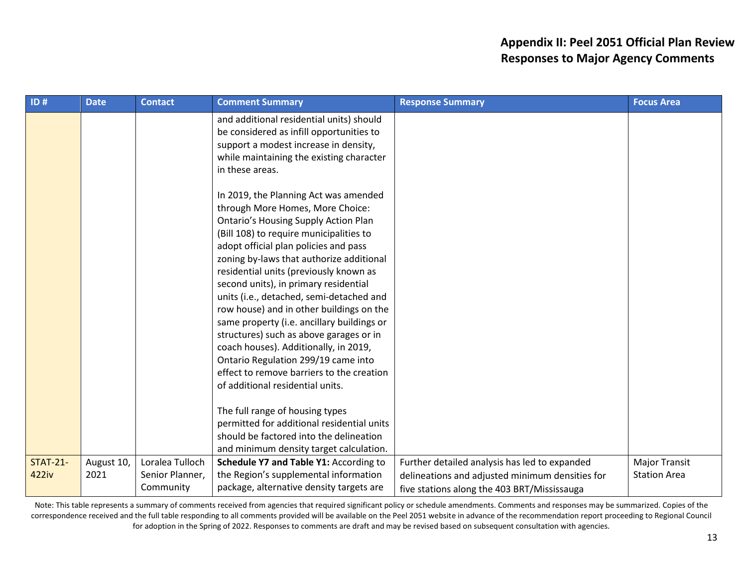| ID # | Date | Contact | Comment Summary | Response Summary | Focus Area |
|---|---|---|---|---|---|
| | | | and additional residential units) should be considered as infill opportunities to support a modest increase in density, while maintaining the existing character in these areas.<br><br>In 2019, the Planning Act was amended through More Homes, More Choice: Ontario's Housing Supply Action Plan (Bill 108) to require municipalities to adopt official plan policies and pass zoning by-laws that authorize additional residential units (previously known as second units), in primary residential units (i.e., detached, semi-detached and row house) and in other buildings on the same property (i.e. ancillary buildings or structures) such as above garages or in coach houses). Additionally, in 2019, Ontario Regulation 299/19 came into effect to remove barriers to the creation of additional residential units.<br><br>The full range of housing types permitted for additional residential units should be factored into the delineation and minimum density target calculation. | | |
| STAT-21-422iv | August 10, 2021 | Loralea Tulloch Senior Planner, Community | **Schedule Y7 and Table Y1:** According to the Region's supplemental information package, alternative density targets are | Further detailed analysis has led to expanded delineations and adjusted minimum densities for five stations along the 403 BRT/Mississauga | Major Transit Station Area |

Note: This table represents a summary of comments received from agencies that required significant policy or schedule amendments. Comments and responses may be summarized. Copies of the correspondence received and the full table responding to all comments provided will be available on the Peel 2051 website in advance of the recommendation report proceeding to Regional Council for adoption in the Spring of 2022. Responses to comments are draft and may be revised based on subsequent consultation with agencies.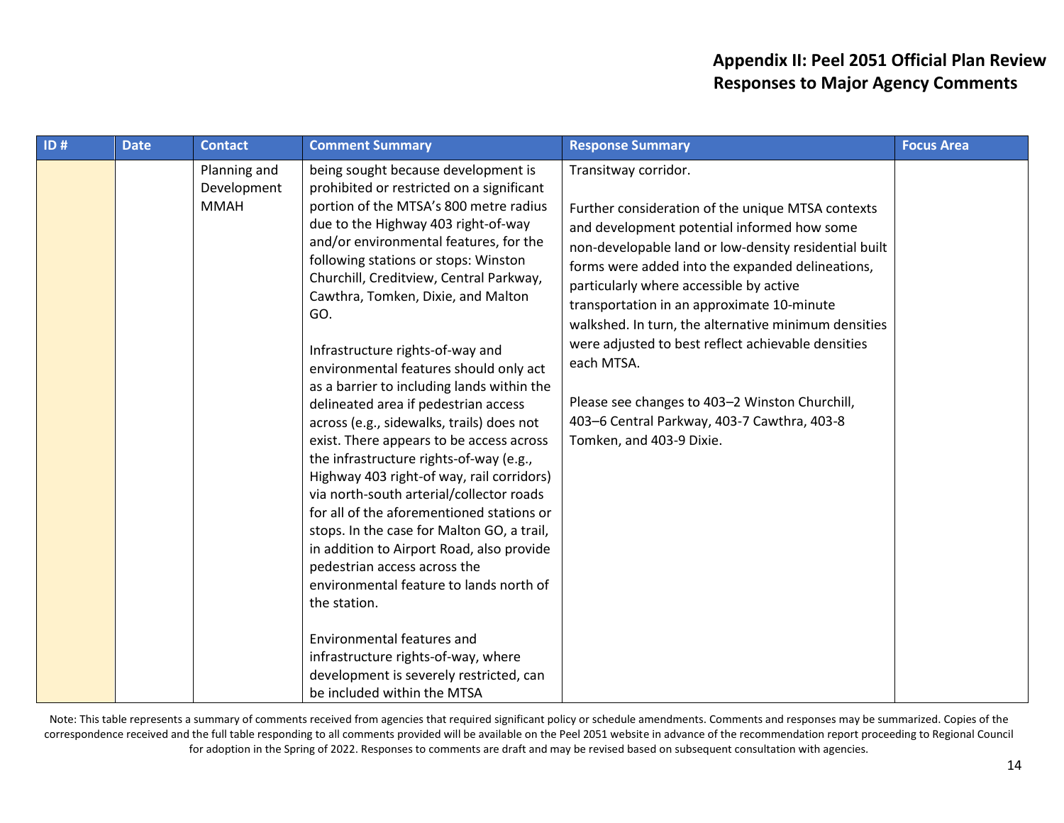| ID # | Date | Contact | Comment Summary | Response Summary | Focus Area |
|---|---|---|---|---|---|
| | | Planning and Development MMAH | being sought because development is prohibited or restricted on a significant portion of the MTSA's 800 metre radius due to the Highway 403 right-of-way and/or environmental features, for the following stations or stops: Winston Churchill, Creditview, Central Parkway, Cawthra, Tomken, Dixie, and Malton GO.<br><br>Infrastructure rights-of-way and environmental features should only act as a barrier to including lands within the delineated area if pedestrian access across (e.g., sidewalks, trails) does not exist. There appears to be access across the infrastructure rights-of-way (e.g., Highway 403 right-of way, rail corridors) via north-south arterial/collector roads for all of the aforementioned stations or stops. In the case for Malton GO, a trail, in addition to Airport Road, also provide pedestrian access across the environmental feature to lands north of the station.<br><br>Environmental features and infrastructure rights-of-way, where development is severely restricted, can be included within the MTSA | Transitway corridor.<br><br>Further consideration of the unique MTSA contexts and development potential informed how some non-developable land or low-density residential built forms were added into the expanded delineations, particularly where accessible by active transportation in an approximate 10-minute walkshed. In turn, the alternative minimum densities were adjusted to best reflect achievable densities each MTSA.<br><br>Please see changes to 403–2 Winston Churchill, 403–6 Central Parkway, 403-7 Cawthra, 403-8 Tomken, and 403-9 Dixie. | |

Note: This table represents a summary of comments received from agencies that required significant policy or schedule amendments. Comments and responses may be summarized. Copies of the correspondence received and the full table responding to all comments provided will be available on the Peel 2051 website in advance of the recommendation report proceeding to Regional Council for adoption in the Spring of 2022. Responses to comments are draft and may be revised based on subsequent consultation with agencies.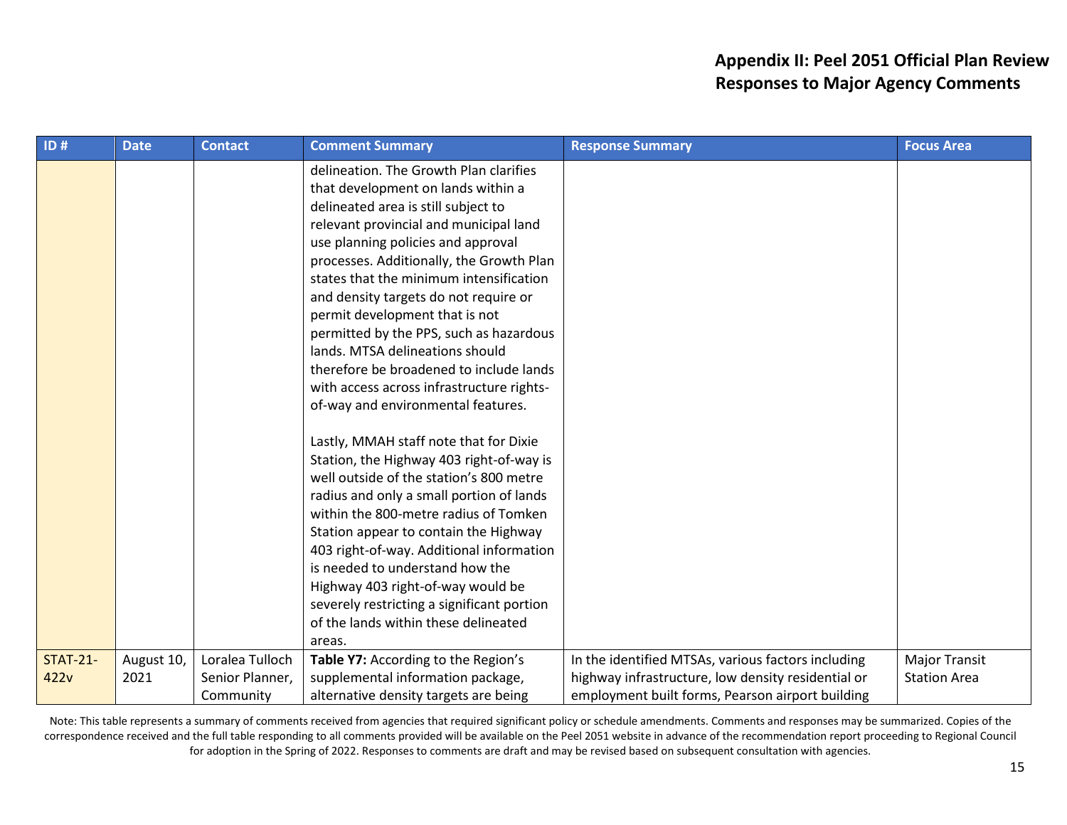| ID # | Date | Contact | Comment Summary | Response Summary | Focus Area |
|---|---|---|---|---|---|
| | | | delineation. The Growth Plan clarifies that development on lands within a delineated area is still subject to relevant provincial and municipal land use planning policies and approval processes. Additionally, the Growth Plan states that the minimum intensification and density targets do not require or permit development that is not permitted by the PPS, such as hazardous lands. MTSA delineations should therefore be broadened to include lands with access across infrastructure rights-of-way and environmental features.<br><br>Lastly, MMAH staff note that for Dixie Station, the Highway 403 right-of-way is well outside of the station's 800 metre radius and only a small portion of lands within the 800-metre radius of Tomken Station appear to contain the Highway 403 right-of-way. Additional information is needed to understand how the Highway 403 right-of-way would be severely restricting a significant portion of the lands within these delineated areas. | | |
| STAT-21-422v | August 10, 2021 | Loralea Tulloch Senior Planner, Community | **Table Y7:** According to the Region's supplemental information package, alternative density targets are being | In the identified MTSAs, various factors including highway infrastructure, low density residential or employment built forms, Pearson airport building | Major Transit Station Area |

Note: This table represents a summary of comments received from agencies that required significant policy or schedule amendments. Comments and responses may be summarized. Copies of the correspondence received and the full table responding to all comments provided will be available on the Peel 2051 website in advance of the recommendation report proceeding to Regional Council for adoption in the Spring of 2022. Responses to comments are draft and may be revised based on subsequent consultation with agencies.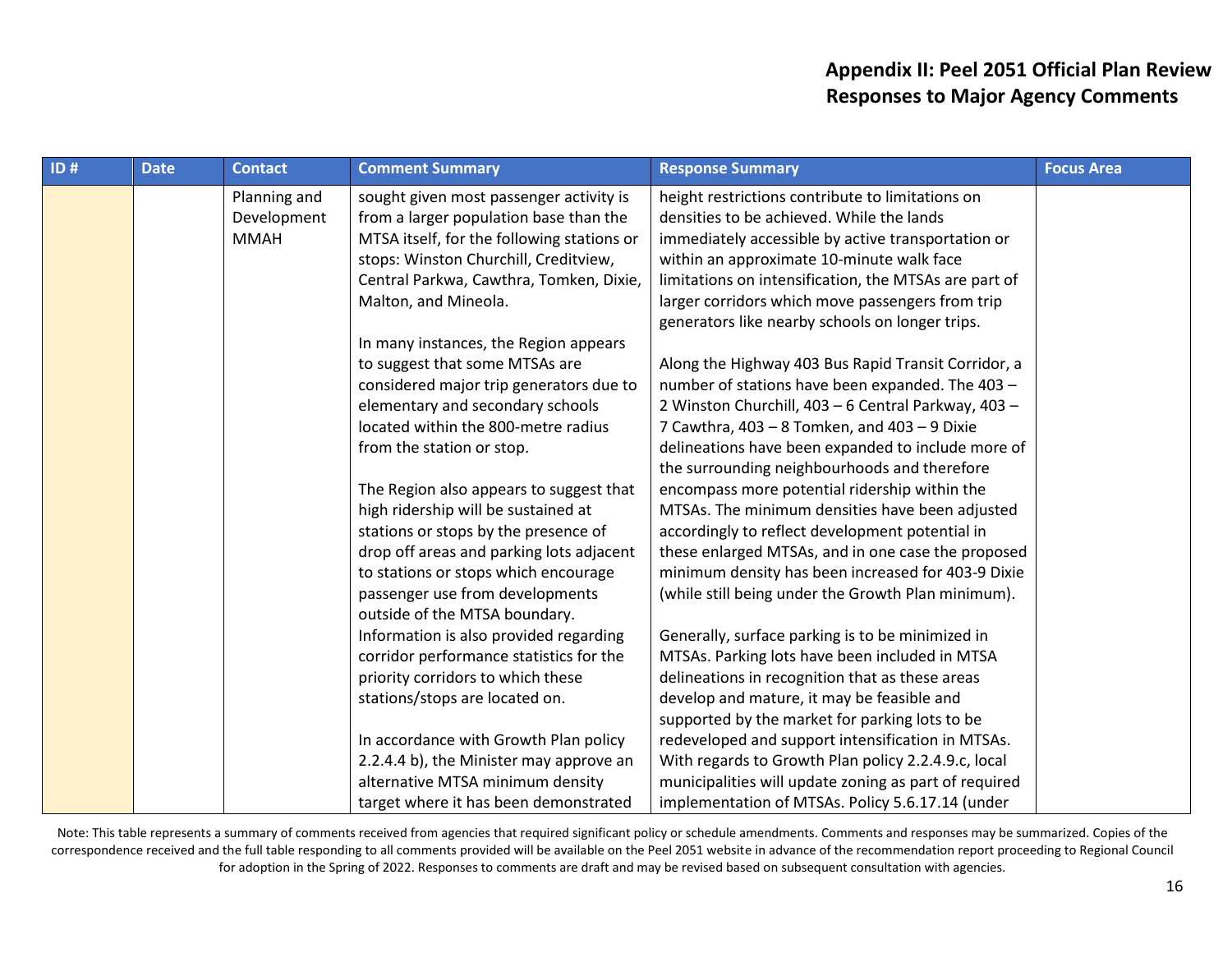# Appendix II: Peel 2051 Official Plan Review
## Responses to Major Agency Comments

| ID # | Date | Contact | Comment Summary | Response Summary | Focus Area |
|---|---|---|---|---|---|
| | | Planning and Development MMAH | sought given most passenger activity is from a larger population base than the MTSA itself, for the following stations or stops: Winston Churchill, Creditview, Central Parkwa, Cawthra, Tomken, Dixie, Malton, and Mineola.<br><br>In many instances, the Region appears to suggest that some MTSAs are considered major trip generators due to elementary and secondary schools located within the 800-metre radius from the station or stop.<br><br>The Region also appears to suggest that high ridership will be sustained at stations or stops by the presence of drop off areas and parking lots adjacent to stations or stops which encourage passenger use from developments outside of the MTSA boundary. Information is also provided regarding corridor performance statistics for the priority corridors to which these stations/stops are located on.<br><br>In accordance with Growth Plan policy 2.2.4.4 b), the Minister may approve an alternative MTSA minimum density target where it has been demonstrated | height restrictions contribute to limitations on densities to be achieved. While the lands immediately accessible by active transportation or within an approximate 10-minute walk face limitations on intensification, the MTSAs are part of larger corridors which move passengers from trip generators like nearby schools on longer trips.<br><br>Along the Highway 403 Bus Rapid Transit Corridor, a number of stations have been expanded. The 403 – 2 Winston Churchill, 403 – 6 Central Parkway, 403 – 7 Cawthra, 403 – 8 Tomken, and 403 – 9 Dixie delineations have been expanded to include more of the surrounding neighbourhoods and therefore encompass more potential ridership within the MTSAs. The minimum densities have been adjusted accordingly to reflect development potential in these enlarged MTSAs, and in one case the proposed minimum density has been increased for 403-9 Dixie (while still being under the Growth Plan minimum).<br><br>Generally, surface parking is to be minimized in MTSAs. Parking lots have been included in MTSA delineations in recognition that as these areas develop and mature, it may be feasible and supported by the market for parking lots to be redeveloped and support intensification in MTSAs. With regards to Growth Plan policy 2.2.4.9.c, local municipalities will update zoning as part of required implementation of MTSAs. Policy 5.6.17.14 (under | |

Note: This table represents a summary of comments received from agencies that required significant policy or schedule amendments. Comments and responses may be summarized. Copies of the correspondence received and the full table responding to all comments provided will be available on the Peel 2051 website in advance of the recommendation report proceeding to Regional Council for adoption in the Spring of 2022. Responses to comments are draft and may be revised based on subsequent consultation with agencies.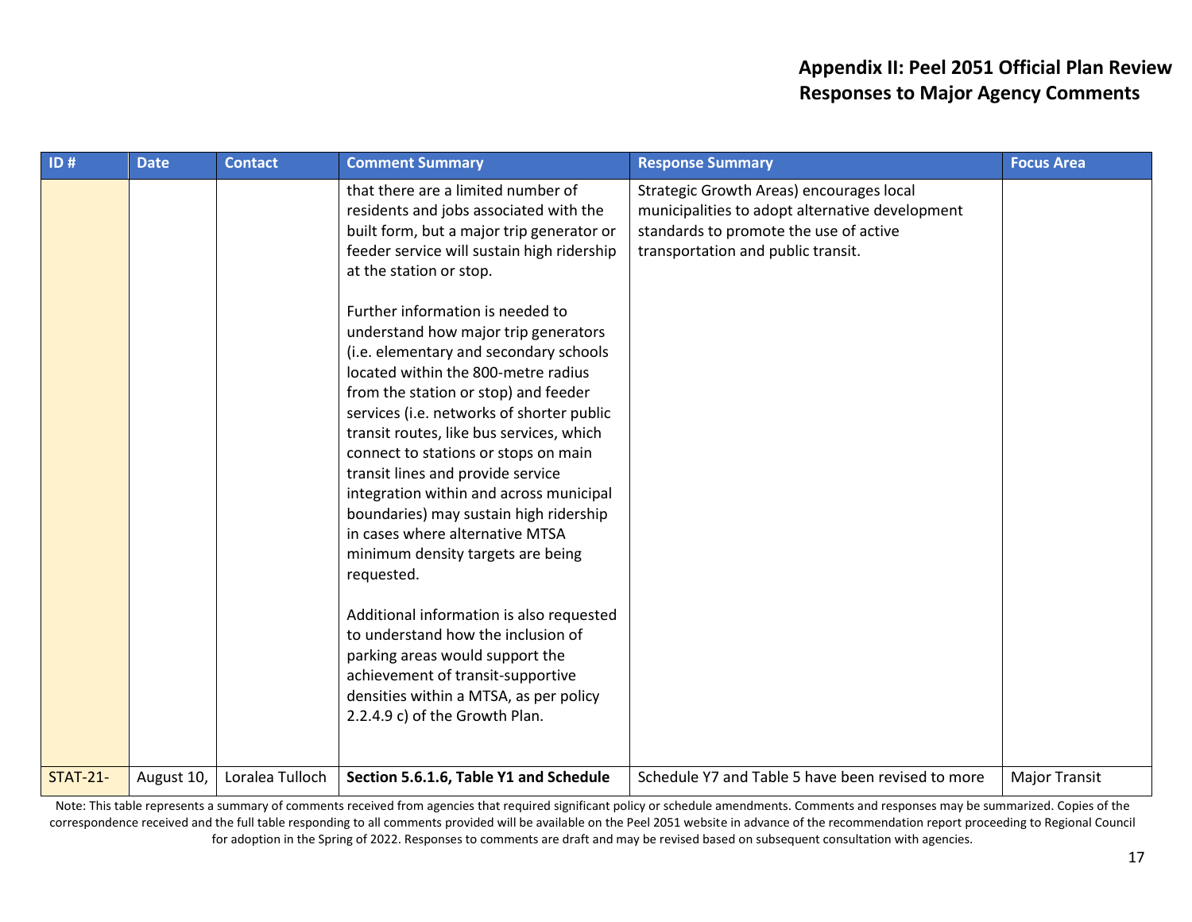| ID # | Date | Contact | Comment Summary | Response Summary | Focus Area |
| --- | --- | --- | --- | --- | --- |
| | | | that there are a limited number of residents and jobs associated with the built form, but a major trip generator or feeder service will sustain high ridership at the station or stop.<br><br>Further information is needed to understand how major trip generators (i.e. elementary and secondary schools located within the 800-metre radius from the station or stop) and feeder services (i.e. networks of shorter public transit routes, like bus services, which connect to stations or stops on main transit lines and provide service integration within and across municipal boundaries) may sustain high ridership in cases where alternative MTSA minimum density targets are being requested.<br><br>Additional information is also requested to understand how the inclusion of parking areas would support the achievement of transit-supportive densities within a MTSA, as per policy 2.2.4.9 c) of the Growth Plan. | Strategic Growth Areas) encourages local municipalities to adopt alternative development standards to promote the use of active transportation and public transit. | |
| STAT-21- | August 10, | Loralea Tulloch | **Section 5.6.1.6, Table Y1 and Schedule** | Schedule Y7 and Table 5 have been revised to more | Major Transit |

Note: This table represents a summary of comments received from agencies that required significant policy or schedule amendments. Comments and responses may be summarized. Copies of the correspondence received and the full table responding to all comments provided will be available on the Peel 2051 website in advance of the recommendation report proceeding to Regional Council for adoption in the Spring of 2022. Responses to comments are draft and may be revised based on subsequent consultation with agencies.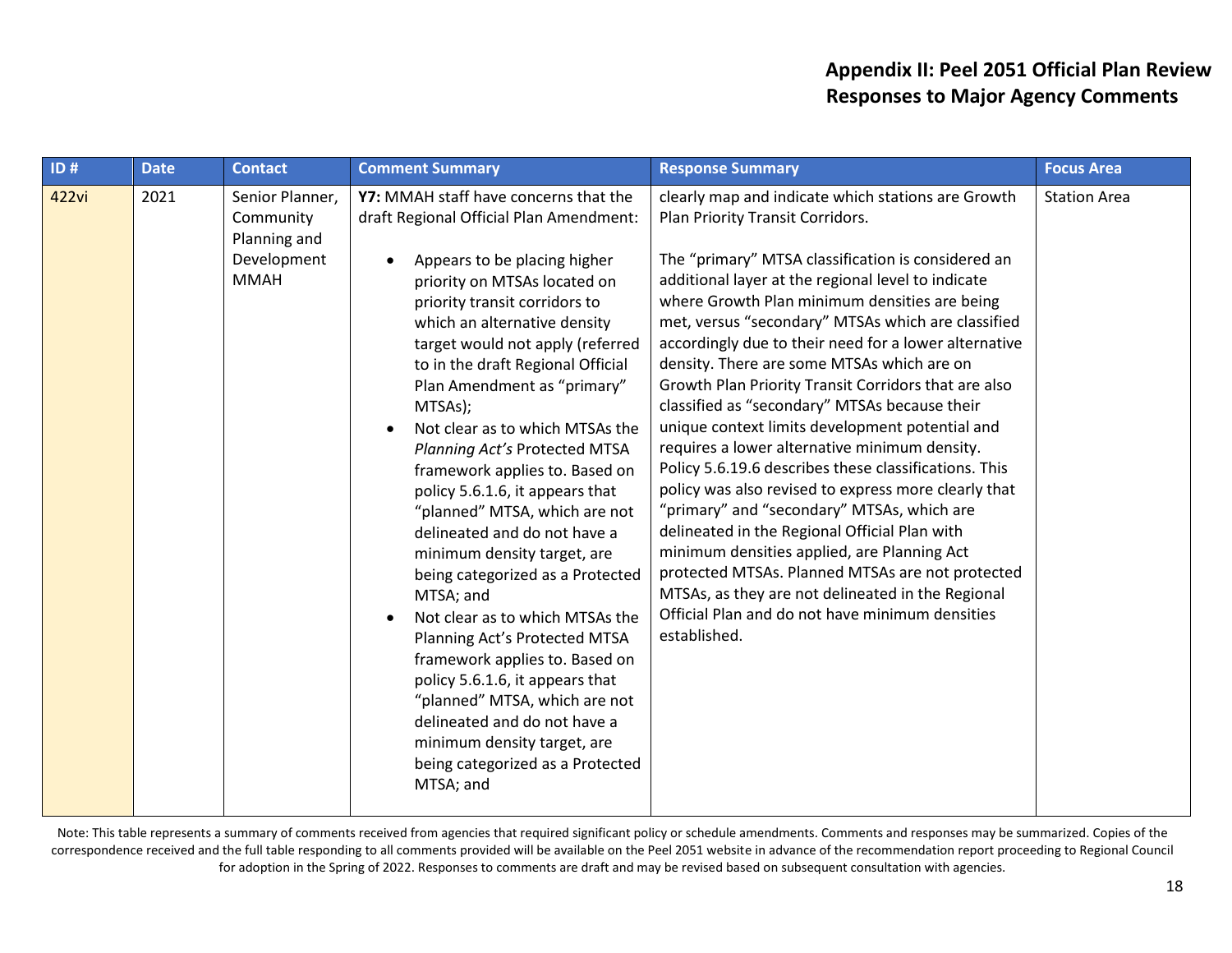# Appendix II: Peel 2051 Official Plan Review
# Responses to Major Agency Comments

| ID # | Date | Contact | Comment Summary | Response Summary | Focus Area |
|---|---|---|---|---|---|
| 422vi | 2021 | Senior Planner, Community Planning and Development MMAH | **Y7:** MMAH staff have concerns that the draft Regional Official Plan Amendment:<br><br>• Appears to be placing higher priority on MTSAs located on priority transit corridors to which an alternative density target would not apply (referred to in the draft Regional Official Plan Amendment as "primary" MTSAs);<br>• Not clear as to which MTSAs the *Planning Act's* Protected MTSA framework applies to. Based on policy 5.6.1.6, it appears that "planned" MTSA, which are not delineated and do not have a minimum density target, are being categorized as a Protected MTSA; and<br>• Not clear as to which MTSAs the Planning Act's Protected MTSA framework applies to. Based on policy 5.6.1.6, it appears that "planned" MTSA, which are not delineated and do not have a minimum density target, are being categorized as a Protected MTSA; and | clearly map and indicate which stations are Growth Plan Priority Transit Corridors.<br><br>The "primary" MTSA classification is considered an additional layer at the regional level to indicate where Growth Plan minimum densities are being met, versus "secondary" MTSAs which are classified accordingly due to their need for a lower alternative density. There are some MTSAs which are on Growth Plan Priority Transit Corridors that are also classified as "secondary" MTSAs because their unique context limits development potential and requires a lower alternative minimum density. Policy 5.6.19.6 describes these classifications. This policy was also revised to express more clearly that "primary" and "secondary" MTSAs, which are delineated in the Regional Official Plan with minimum densities applied, are Planning Act protected MTSAs. Planned MTSAs are not protected MTSAs, as they are not delineated in the Regional Official Plan and do not have minimum densities established. | Station Area |

Note: This table represents a summary of comments received from agencies that required significant policy or schedule amendments. Comments and responses may be summarized. Copies of the correspondence received and the full table responding to all comments provided will be available on the Peel 2051 website in advance of the recommendation report proceeding to Regional Council for adoption in the Spring of 2022. Responses to comments are draft and may be revised based on subsequent consultation with agencies.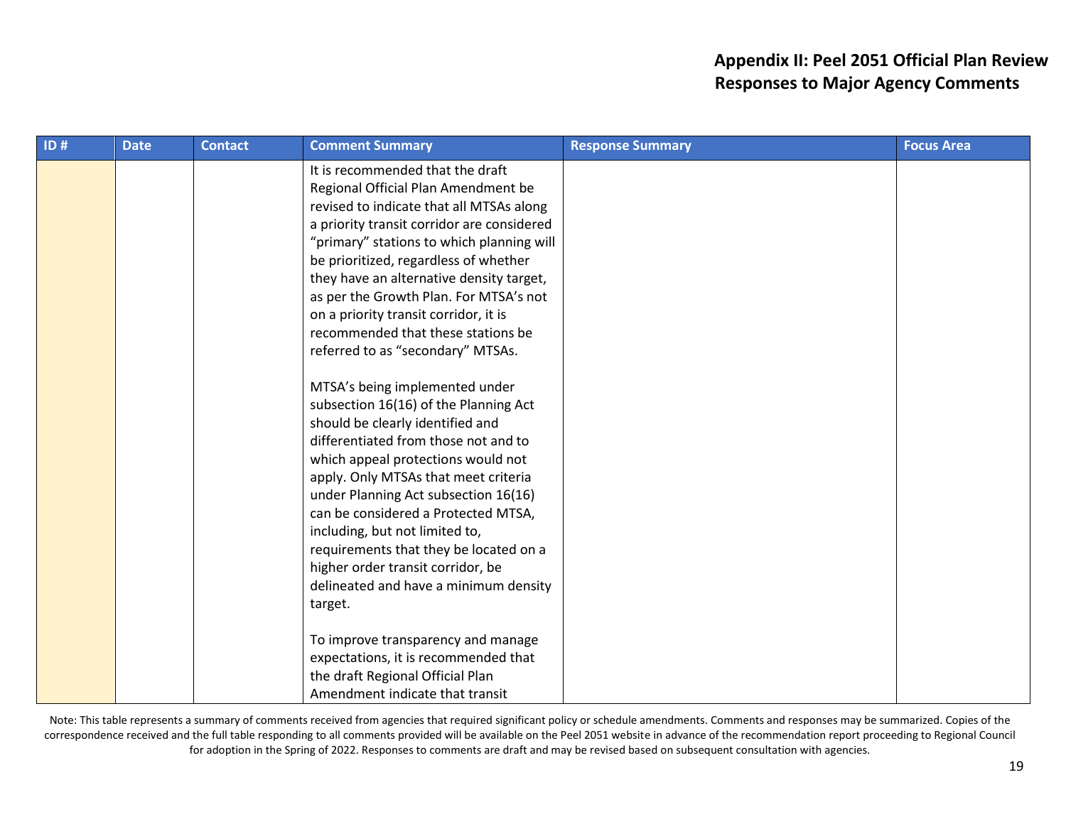## Appendix II: Peel 2051 Official Plan Review
## Responses to Major Agency Comments

| ID # | Date | Contact | Comment Summary | Response Summary | Focus Area |
|---|---|---|---|---|---|
| | | | It is recommended that the draft Regional Official Plan Amendment be revised to indicate that all MTSAs along a priority transit corridor are considered "primary" stations to which planning will be prioritized, regardless of whether they have an alternative density target, as per the Growth Plan. For MTSA's not on a priority transit corridor, it is recommended that these stations be referred to as "secondary" MTSAs.<br><br>MTSA's being implemented under subsection 16(16) of the Planning Act should be clearly identified and differentiated from those not and to which appeal protections would not apply. Only MTSAs that meet criteria under Planning Act subsection 16(16) can be considered a Protected MTSA, including, but not limited to, requirements that they be located on a higher order transit corridor, be delineated and have a minimum density target.<br><br>To improve transparency and manage expectations, it is recommended that the draft Regional Official Plan Amendment indicate that transit | | |

Note: This table represents a summary of comments received from agencies that required significant policy or schedule amendments. Comments and responses may be summarized. Copies of the correspondence received and the full table responding to all comments provided will be available on the Peel 2051 website in advance of the recommendation report proceeding to Regional Council for adoption in the Spring of 2022. Responses to comments are draft and may be revised based on subsequent consultation with agencies.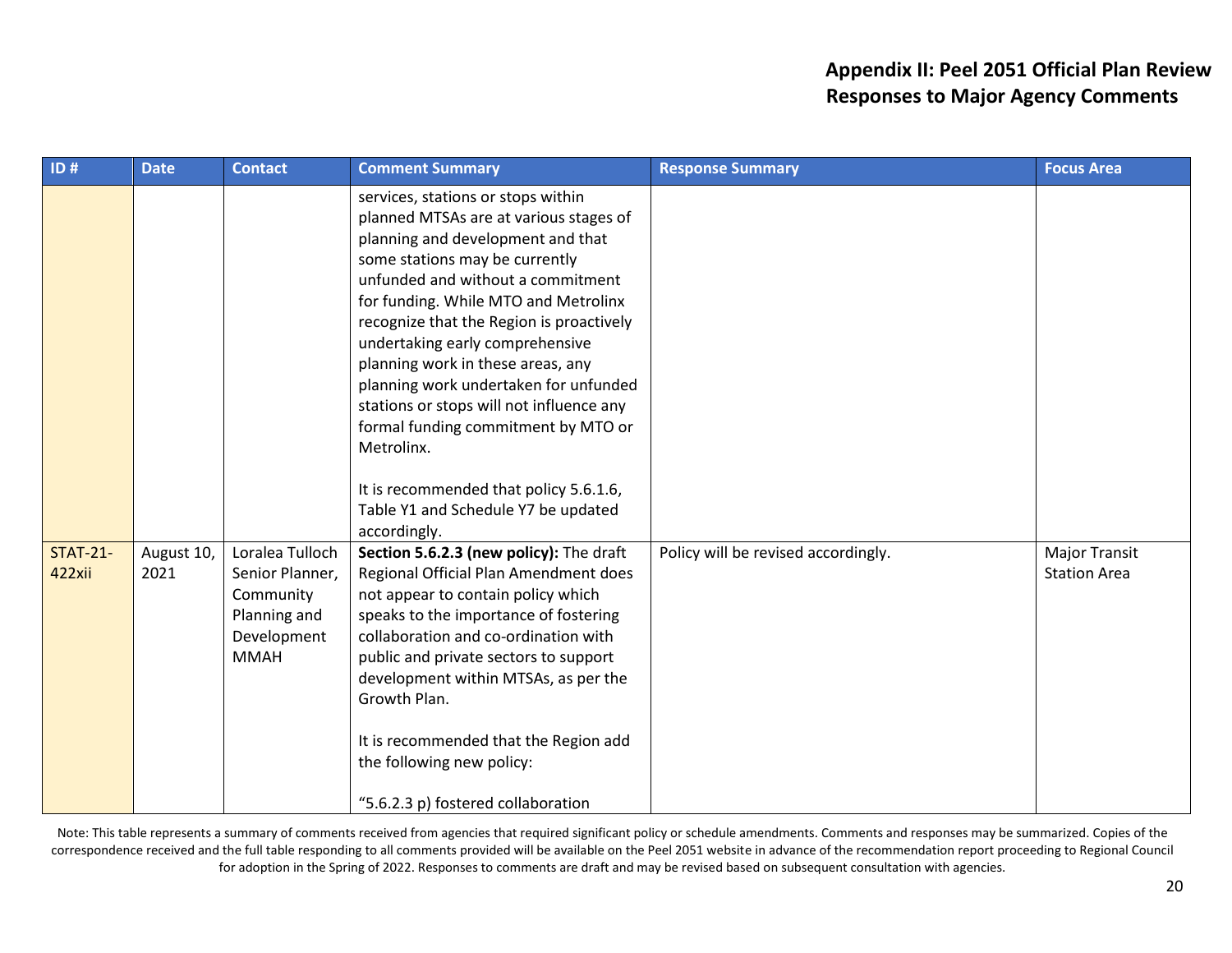# Appendix II: Peel 2051 Official Plan Review Responses to Major Agency Comments

| ID # | Date | Contact | Comment Summary | Response Summary | Focus Area |
|---|---|---|---|---|---|
| | | | services, stations or stops within planned MTSAs are at various stages of planning and development and that some stations may be currently unfunded and without a commitment for funding. While MTO and Metrolinx recognize that the Region is proactively undertaking early comprehensive planning work in these areas, any planning work undertaken for unfunded stations or stops will not influence any formal funding commitment by MTO or Metrolinx.<br><br>It is recommended that policy 5.6.1.6, Table Y1 and Schedule Y7 be updated accordingly. | | |
| STAT-21-422xii | August 10, 2021 | Loralea Tulloch Senior Planner, Community Planning and Development MMAH | **Section 5.6.2.3 (new policy):** The draft Regional Official Plan Amendment does not appear to contain policy which speaks to the importance of fostering collaboration and co-ordination with public and private sectors to support development within MTSAs, as per the Growth Plan.<br><br>It is recommended that the Region add the following new policy:<br><br>"5.6.2.3 p) fostered collaboration | Policy will be revised accordingly. | Major Transit Station Area |

Note: This table represents a summary of comments received from agencies that required significant policy or schedule amendments. Comments and responses may be summarized. Copies of the correspondence received and the full table responding to all comments provided will be available on the Peel 2051 website in advance of the recommendation report proceeding to Regional Council for adoption in the Spring of 2022. Responses to comments are draft and may be revised based on subsequent consultation with agencies.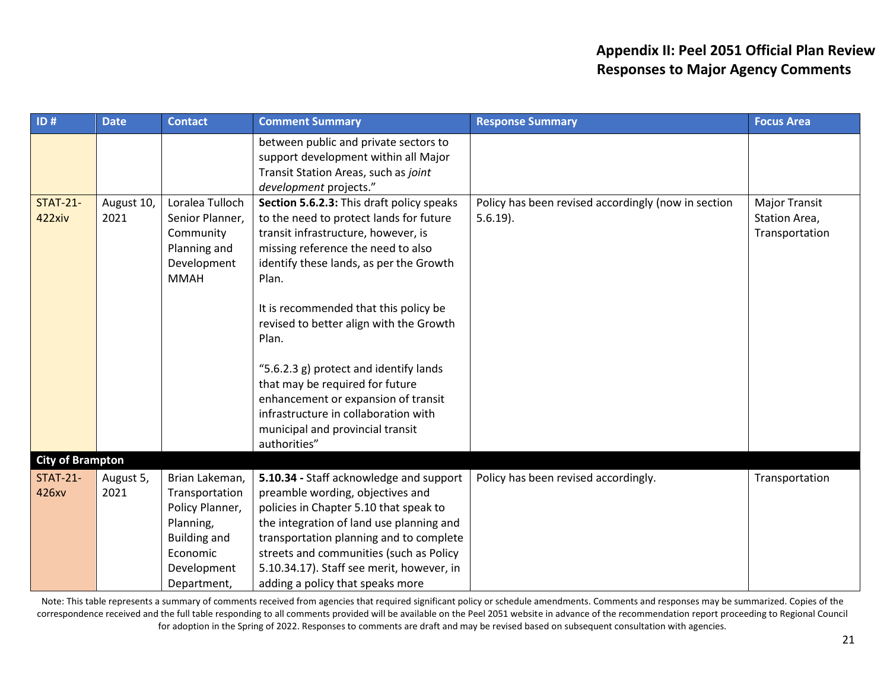| ID # | Date | Contact | Comment Summary | Response Summary | Focus Area |
|---|---|---|---|---|---|
| | | | between public and private sectors to support development within all Major Transit Station Areas, such as *joint development* projects." | | |
| STAT-21-422xiv | August 10, 2021 | Loralea Tulloch Senior Planner, Community Planning and Development MMAH | **Section 5.6.2.3:** This draft policy speaks to the need to protect lands for future transit infrastructure, however, is missing reference the need to also identify these lands, as per the Growth Plan.<br><br>It is recommended that this policy be revised to better align with the Growth Plan.<br><br>"5.6.2.3 g) protect and identify lands that may be required for future enhancement or expansion of transit infrastructure in collaboration with municipal and provincial transit authorities" | Policy has been revised accordingly (now in section 5.6.19). | Major Transit Station Area, Transportation |
| **City of Brampton** | | | | | |
| STAT-21-426xv | August 5, 2021 | Brian Lakeman, Transportation Policy Planner, Planning, Building and Economic Development Department, | **5.10.34 -** Staff acknowledge and support preamble wording, objectives and policies in Chapter 5.10 that speak to the integration of land use planning and transportation planning and to complete streets and communities (such as Policy 5.10.34.17). Staff see merit, however, in adding a policy that speaks more | Policy has been revised accordingly. | Transportation |

Note: This table represents a summary of comments received from agencies that required significant policy or schedule amendments. Comments and responses may be summarized. Copies of the correspondence received and the full table responding to all comments provided will be available on the Peel 2051 website in advance of the recommendation report proceeding to Regional Council for adoption in the Spring of 2022. Responses to comments are draft and may be revised based on subsequent consultation with agencies.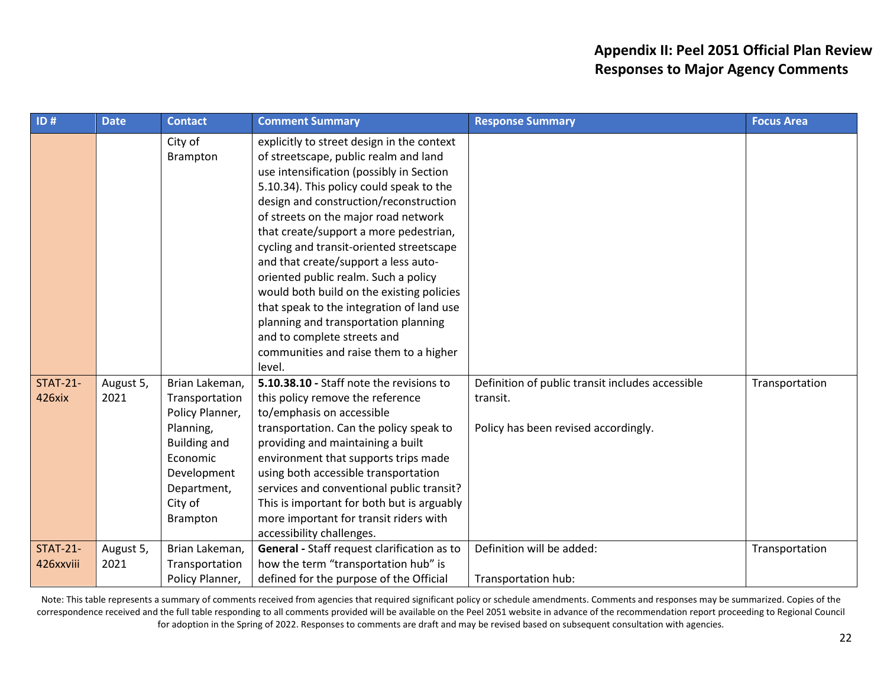# Appendix II: Peel 2051 Official Plan Review
# Responses to Major Agency Comments

| ID # | Date | Contact | Comment Summary | Response Summary | Focus Area |
|---|---|---|---|---|---|
| | | City of Brampton | explicitly to street design in the context of streetscape, public realm and land use intensification (possibly in Section 5.10.34). This policy could speak to the design and construction/reconstruction of streets on the major road network that create/support a more pedestrian, cycling and transit-oriented streetscape and that create/support a less auto-oriented public realm. Such a policy would both build on the existing policies that speak to the integration of land use planning and transportation planning and to complete streets and communities and raise them to a higher level. | | |
| STAT-21-426xix | August 5, 2021 | Brian Lakeman, Transportation Policy Planner, Planning, Building and Economic Development Department, City of Brampton | **5.10.38.10 -** Staff note the revisions to this policy remove the reference to/emphasis on accessible transportation. Can the policy speak to providing and maintaining a built environment that supports trips made using both accessible transportation services and conventional public transit? This is important for both but is arguably more important for transit riders with accessibility challenges. | Definition of public transit includes accessible transit.<br><br>Policy has been revised accordingly. | Transportation |
| STAT-21-426xxviii | August 5, 2021 | Brian Lakeman, Transportation Policy Planner, | **General -** Staff request clarification as to how the term "transportation hub" is defined for the purpose of the Official | Definition will be added:<br><br>Transportation hub: | Transportation |

Note: This table represents a summary of comments received from agencies that required significant policy or schedule amendments. Comments and responses may be summarized. Copies of the correspondence received and the full table responding to all comments provided will be available on the Peel 2051 website in advance of the recommendation report proceeding to Regional Council for adoption in the Spring of 2022. Responses to comments are draft and may be revised based on subsequent consultation with agencies.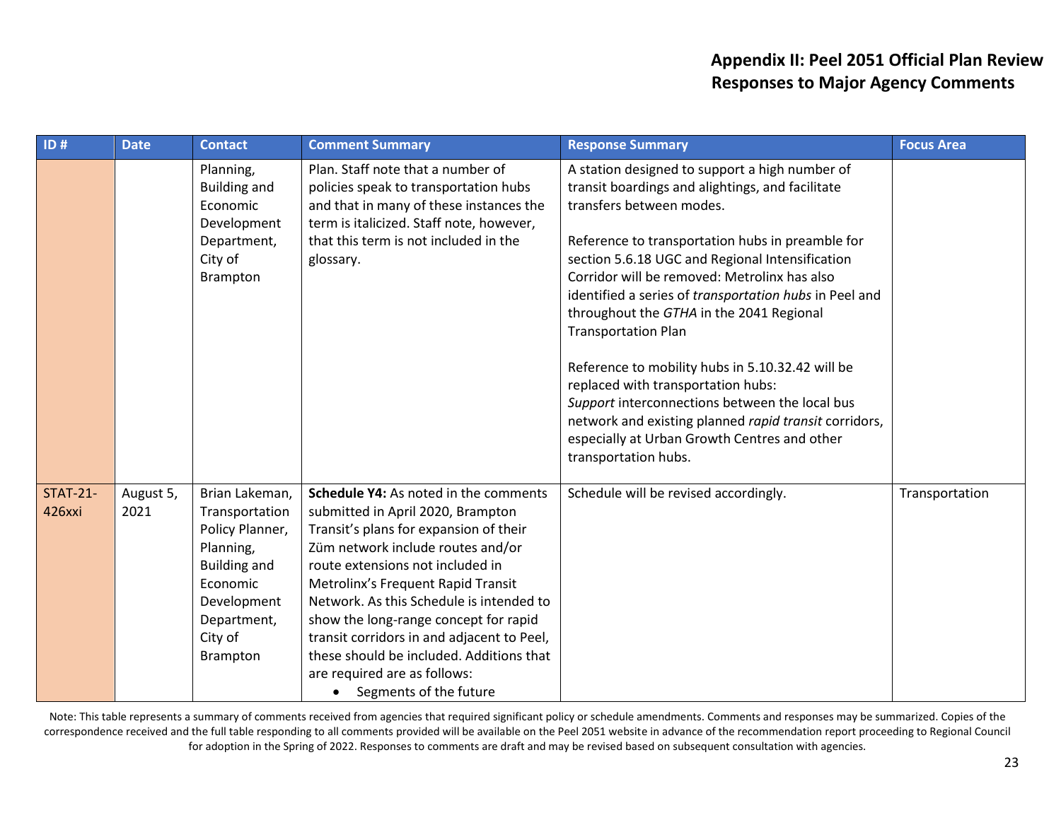# Appendix II: Peel 2051 Official Plan Review Responses to Major Agency Comments

| ID # | Date | Contact | Comment Summary | Response Summary | Focus Area |
|---|---|---|---|---|---|
| | | Planning, Building and Economic Development Department, City of Brampton | Plan. Staff note that a number of policies speak to transportation hubs and that in many of these instances the term is italicized. Staff note, however, that this term is not included in the glossary. | A station designed to support a high number of transit boardings and alightings, and facilitate transfers between modes.<br><br>Reference to transportation hubs in preamble for section 5.6.18 UGC and Regional Intensification Corridor will be removed: Metrolinx has also identified a series of *transportation hubs* in Peel and throughout the *GTHA* in the 2041 Regional Transportation Plan<br><br>Reference to mobility hubs in 5.10.32.42 will be replaced with transportation hubs:<br>*Support* interconnections between the local bus network and existing planned *rapid transit* corridors, especially at Urban Growth Centres and other transportation hubs. | |
| STAT-21-426xxi | August 5, 2021 | Brian Lakeman, Transportation Policy Planner, Planning, Building and Economic Development Department, City of Brampton | **Schedule Y4:** As noted in the comments submitted in April 2020, Brampton Transit's plans for expansion of their Züm network include routes and/or route extensions not included in Metrolinx's Frequent Rapid Transit Network. As this Schedule is intended to show the long-range concept for rapid transit corridors in and adjacent to Peel, these should be included. Additions that are required are as follows:<br>• Segments of the future | Schedule will be revised accordingly. | Transportation |

Note: This table represents a summary of comments received from agencies that required significant policy or schedule amendments. Comments and responses may be summarized. Copies of the correspondence received and the full table responding to all comments provided will be available on the Peel 2051 website in advance of the recommendation report proceeding to Regional Council for adoption in the Spring of 2022. Responses to comments are draft and may be revised based on subsequent consultation with agencies.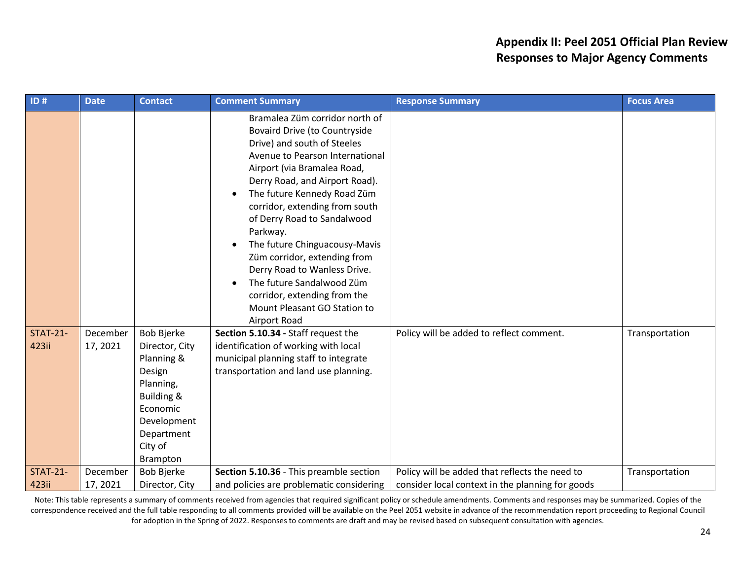# Appendix II: Peel 2051 Official Plan Review
## Responses to Major Agency Comments

| ID # | Date | Contact | Comment Summary | Response Summary | Focus Area |
|---|---|---|---|---|---|
| | | | Bramalea Züm corridor north of Bovaird Drive (to Countryside Drive) and south of Steeles Avenue to Pearson International Airport (via Bramalea Road, Derry Road, and Airport Road).<br>• The future Kennedy Road Züm corridor, extending from south of Derry Road to Sandalwood Parkway.<br>• The future Chinguacousy-Mavis Züm corridor, extending from Derry Road to Wanless Drive.<br>• The future Sandalwood Züm corridor, extending from the Mount Pleasant GO Station to Airport Road | | |
| STAT-21-423ii | December 17, 2021 | Bob Bjerke Director, City Planning & Design Planning, Building & Economic Development Department City of Brampton | **Section 5.10.34 -** Staff request the identification of working with local municipal planning staff to integrate transportation and land use planning. | Policy will be added to reflect comment. | Transportation |
| STAT-21-423ii | December 17, 2021 | Bob Bjerke Director, City | **Section 5.10.36** - This preamble section and policies are problematic considering | Policy will be added that reflects the need to consider local context in the planning for goods | Transportation |

Note: This table represents a summary of comments received from agencies that required significant policy or schedule amendments. Comments and responses may be summarized. Copies of the correspondence received and the full table responding to all comments provided will be available on the Peel 2051 website in advance of the recommendation report proceeding to Regional Council for adoption in the Spring of 2022. Responses to comments are draft and may be revised based on subsequent consultation with agencies.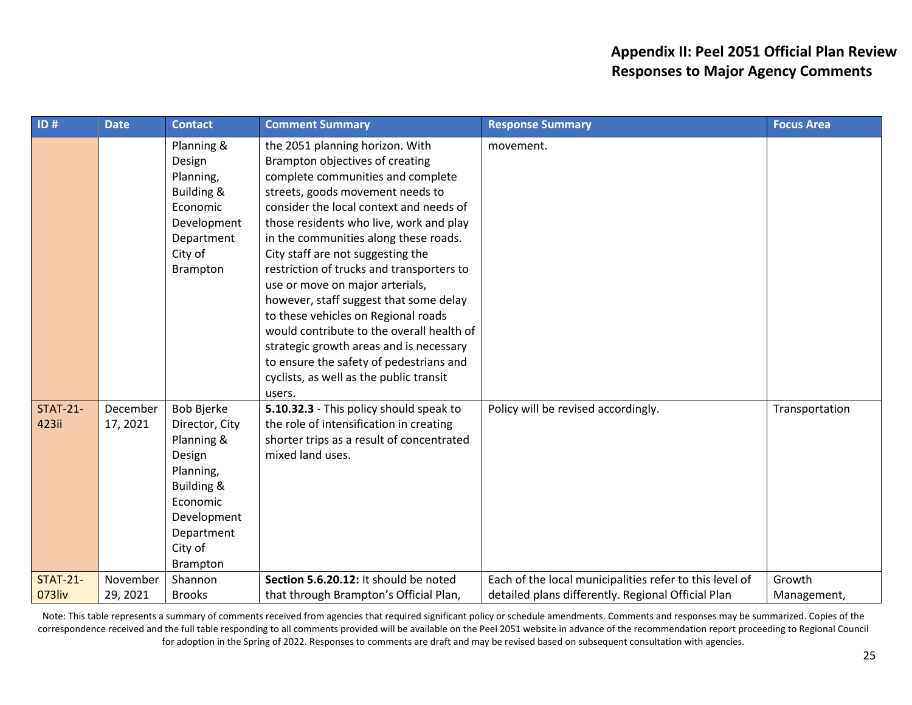# Appendix II: Peel 2051 Official Plan Review
# Responses to Major Agency Comments

| ID # | Date | Contact | Comment Summary | Response Summary | Focus Area |
|---|---|---|---|---|---|
| | | Planning & Design Planning, Building & Economic Development Department City of Brampton | the 2051 planning horizon. With Brampton objectives of creating complete communities and complete streets, goods movement needs to consider the local context and needs of those residents who live, work and play in the communities along these roads. City staff are not suggesting the restriction of trucks and transporters to use or move on major arterials, however, staff suggest that some delay to these vehicles on Regional roads would contribute to the overall health of strategic growth areas and is necessary to ensure the safety of pedestrians and cyclists, as well as the public transit users. | movement. | |
| STAT-21-423ii | December 17, 2021 | Bob Bjerke Director, City Planning & Design Planning, Building & Economic Development Department City of Brampton | **5.10.32.3** - This policy should speak to the role of intensification in creating shorter trips as a result of concentrated mixed land uses. | Policy will be revised accordingly. | Transportation |
| STAT-21-073liv | November 29, 2021 | Shannon Brooks | **Section 5.6.20.12:** It should be noted that through Brampton's Official Plan, | Each of the local municipalities refer to this level of detailed plans differently. Regional Official Plan | Growth Management, |

Note: This table represents a summary of comments received from agencies that required significant policy or schedule amendments. Comments and responses may be summarized. Copies of the correspondence received and the full table responding to all comments provided will be available on the Peel 2051 website in advance of the recommendation report proceeding to Regional Council for adoption in the Spring of 2022. Responses to comments are draft and may be revised based on subsequent consultation with agencies.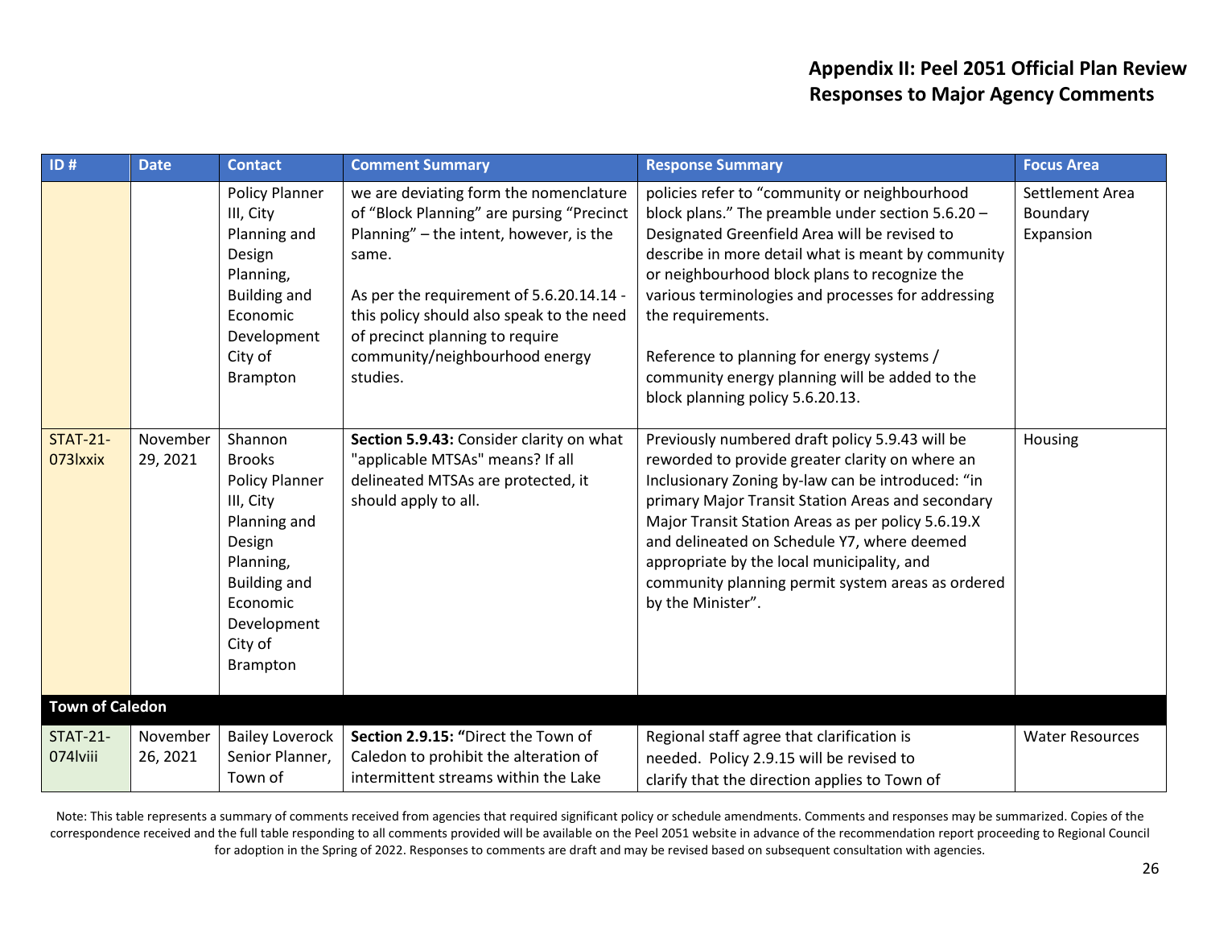# Appendix II: Peel 2051 Official Plan Review Responses to Major Agency Comments

| ID # | Date | Contact | Comment Summary | Response Summary | Focus Area |
|---|---|---|---|---|---|
| | | Policy Planner III, City Planning and Design Planning, Building and Economic Development City of Brampton | we are deviating form the nomenclature of "Block Planning" are pursing "Precinct Planning" – the intent, however, is the same.<br><br>As per the requirement of 5.6.20.14.14 - this policy should also speak to the need of precinct planning to require community/neighbourhood energy studies. | policies refer to "community or neighbourhood block plans." The preamble under section 5.6.20 – Designated Greenfield Area will be revised to describe in more detail what is meant by community or neighbourhood block plans to recognize the various terminologies and processes for addressing the requirements.<br><br>Reference to planning for energy systems / community energy planning will be added to the block planning policy 5.6.20.13. | Settlement Area Boundary Expansion |
| STAT-21-073lxxix | November 29, 2021 | Shannon Brooks Policy Planner III, City Planning and Design Planning, Building and Economic Development City of Brampton | **Section 5.9.43:** Consider clarity on what "applicable MTSAs" means? If all delineated MTSAs are protected, it should apply to all. | Previously numbered draft policy 5.9.43 will be reworded to provide greater clarity on where an Inclusionary Zoning by-law can be introduced: "in primary Major Transit Station Areas and secondary Major Transit Station Areas as per policy 5.6.19.X and delineated on Schedule Y7, where deemed appropriate by the local municipality, and community planning permit system areas as ordered by the Minister". | Housing |
| **Town of Caledon** | | | | | |
| STAT-21-074lviii | November 26, 2021 | Bailey Loverock Senior Planner, Town of | **Section 2.9.15: "**Direct the Town of Caledon to prohibit the alteration of intermittent streams within the Lake | Regional staff agree that clarification is needed. Policy 2.9.15 will be revised to clarify that the direction applies to Town of | Water Resources |

Note: This table represents a summary of comments received from agencies that required significant policy or schedule amendments. Comments and responses may be summarized. Copies of the correspondence received and the full table responding to all comments provided will be available on the Peel 2051 website in advance of the recommendation report proceeding to Regional Council for adoption in the Spring of 2022. Responses to comments are draft and may be revised based on subsequent consultation with agencies.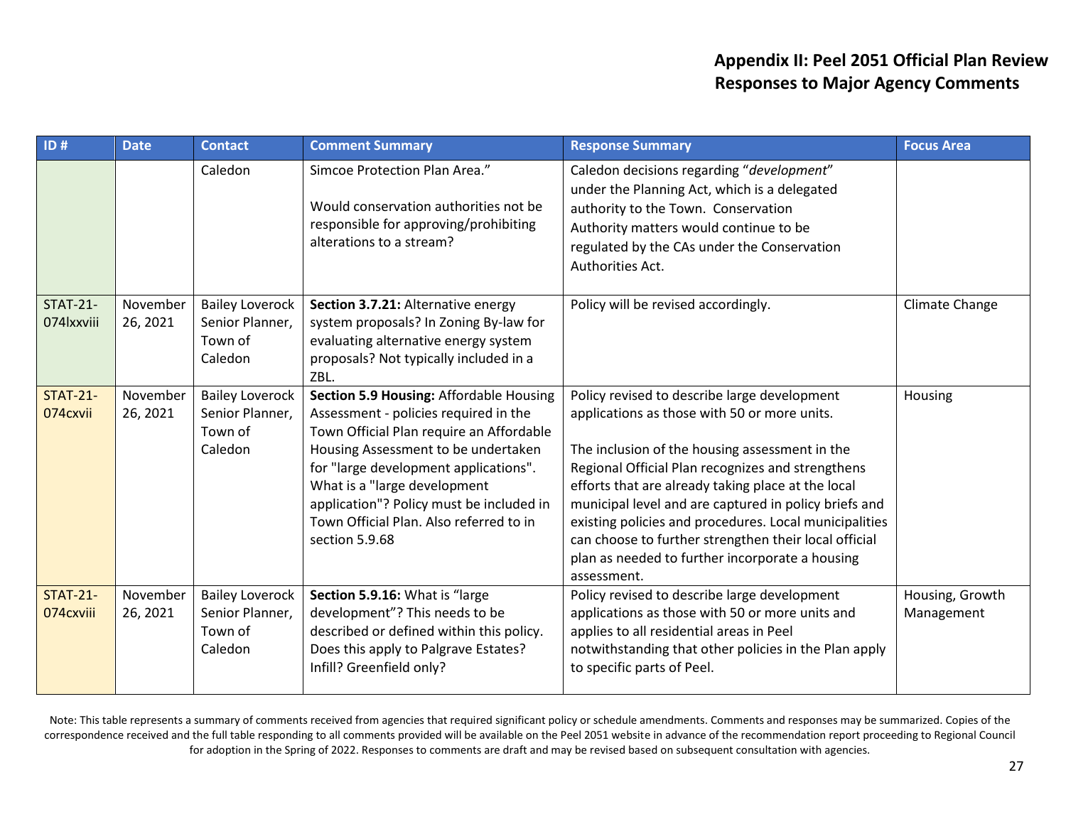## Appendix II: Peel 2051 Official Plan Review Responses to Major Agency Comments

| ID # | Date | Contact | Comment Summary | Response Summary | Focus Area |
|---|---|---|---|---|---|
| | | Caledon | Simcoe Protection Plan Area."<br><br>Would conservation authorities not be responsible for approving/prohibiting alterations to a stream? | Caledon decisions regarding "*development*" under the Planning Act, which is a delegated authority to the Town. Conservation Authority matters would continue to be regulated by the CAs under the Conservation Authorities Act. | |
| STAT-21-074lxxviii | November 26, 2021 | Bailey Loverock Senior Planner, Town of Caledon | **Section 3.7.21:** Alternative energy system proposals? In Zoning By-law for evaluating alternative energy system proposals? Not typically included in a ZBL. | Policy will be revised accordingly. | Climate Change |
| STAT-21-074cxvii | November 26, 2021 | Bailey Loverock Senior Planner, Town of Caledon | **Section 5.9 Housing:** Affordable Housing Assessment - policies required in the Town Official Plan require an Affordable Housing Assessment to be undertaken for "large development applications". What is a "large development application"? Policy must be included in Town Official Plan. Also referred to in section 5.9.68 | Policy revised to describe large development applications as those with 50 or more units.<br><br>The inclusion of the housing assessment in the Regional Official Plan recognizes and strengthens efforts that are already taking place at the local municipal level and are captured in policy briefs and existing policies and procedures. Local municipalities can choose to further strengthen their local official plan as needed to further incorporate a housing assessment. | Housing |
| STAT-21-074cxviii | November 26, 2021 | Bailey Loverock Senior Planner, Town of Caledon | **Section 5.9.16:** What is "large development"? This needs to be described or defined within this policy. Does this apply to Palgrave Estates? Infill? Greenfield only? | Policy revised to describe large development applications as those with 50 or more units and applies to all residential areas in Peel notwithstanding that other policies in the Plan apply to specific parts of Peel. | Housing, Growth Management |

Note: This table represents a summary of comments received from agencies that required significant policy or schedule amendments. Comments and responses may be summarized. Copies of the correspondence received and the full table responding to all comments provided will be available on the Peel 2051 website in advance of the recommendation report proceeding to Regional Council for adoption in the Spring of 2022. Responses to comments are draft and may be revised based on subsequent consultation with agencies.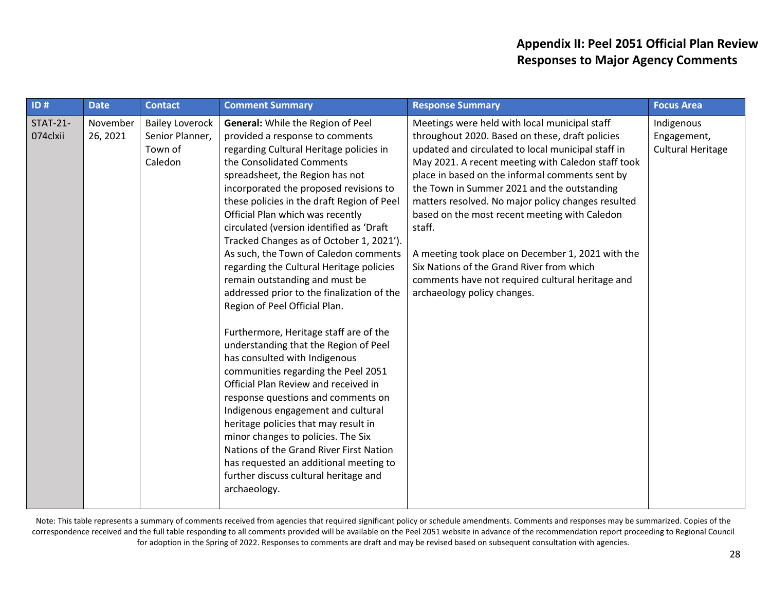# Appendix II: Peel 2051 Official Plan Review
# Responses to Major Agency Comments

| ID # | Date | Contact | Comment Summary | Response Summary | Focus Area |
|---|---|---|---|---|---|
| STAT-21-074clxii | November 26, 2021 | Bailey Loverock Senior Planner, Town of Caledon | **General:** While the Region of Peel provided a response to comments regarding Cultural Heritage policies in the Consolidated Comments spreadsheet, the Region has not incorporated the proposed revisions to these policies in the draft Region of Peel Official Plan which was recently circulated (version identified as 'Draft Tracked Changes as of October 1, 2021'). As such, the Town of Caledon comments regarding the Cultural Heritage policies remain outstanding and must be addressed prior to the finalization of the Region of Peel Official Plan.<br><br>Furthermore, Heritage staff are of the understanding that the Region of Peel has consulted with Indigenous communities regarding the Peel 2051 Official Plan Review and received in response questions and comments on Indigenous engagement and cultural heritage policies that may result in minor changes to policies. The Six Nations of the Grand River First Nation has requested an additional meeting to further discuss cultural heritage and archaeology. | Meetings were held with local municipal staff throughout 2020. Based on these, draft policies updated and circulated to local municipal staff in May 2021. A recent meeting with Caledon staff took place in based on the informal comments sent by the Town in Summer 2021 and the outstanding matters resolved. No major policy changes resulted based on the most recent meeting with Caledon staff.<br><br>A meeting took place on December 1, 2021 with the Six Nations of the Grand River from which comments have not required cultural heritage and archaeology policy changes. | Indigenous Engagement, Cultural Heritage |

Note: This table represents a summary of comments received from agencies that required significant policy or schedule amendments. Comments and responses may be summarized. Copies of the correspondence received and the full table responding to all comments provided will be available on the Peel 2051 website in advance of the recommendation report proceeding to Regional Council for adoption in the Spring of 2022. Responses to comments are draft and may be revised based on subsequent consultation with agencies.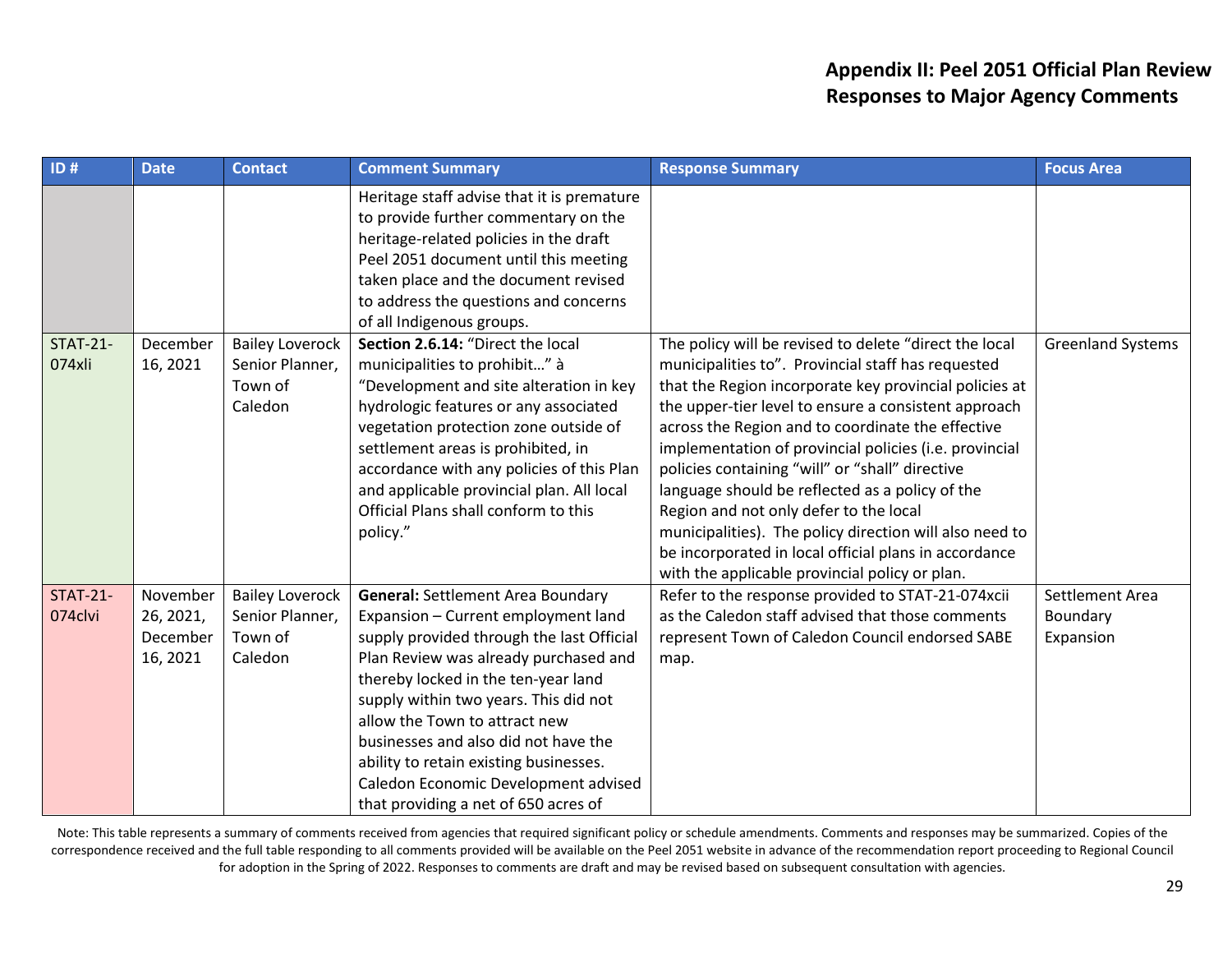## Appendix II: Peel 2051 Official Plan Review
## Responses to Major Agency Comments

| ID # | Date | Contact | Comment Summary | Response Summary | Focus Area |
|---|---|---|---|---|---|
| | | | Heritage staff advise that it is premature to provide further commentary on the heritage-related policies in the draft Peel 2051 document until this meeting taken place and the document revised to address the questions and concerns of all Indigenous groups. | | |
| STAT-21-074xli | December 16, 2021 | Bailey Loverock Senior Planner, Town of Caledon | **Section 2.6.14:** "Direct the local municipalities to prohibit…" à "Development and site alteration in key hydrologic features or any associated vegetation protection zone outside of settlement areas is prohibited, in accordance with any policies of this Plan and applicable provincial plan. All local Official Plans shall conform to this policy." | The policy will be revised to delete "direct the local municipalities to". Provincial staff has requested that the Region incorporate key provincial policies at the upper-tier level to ensure a consistent approach across the Region and to coordinate the effective implementation of provincial policies (i.e. provincial policies containing "will" or "shall" directive language should be reflected as a policy of the Region and not only defer to the local municipalities). The policy direction will also need to be incorporated in local official plans in accordance with the applicable provincial policy or plan. | Greenland Systems |
| STAT-21-074clvi | November 26, 2021, December 16, 2021 | Bailey Loverock Senior Planner, Town of Caledon | **General:** Settlement Area Boundary Expansion – Current employment land supply provided through the last Official Plan Review was already purchased and thereby locked in the ten-year land supply within two years. This did not allow the Town to attract new businesses and also did not have the ability to retain existing businesses. Caledon Economic Development advised that providing a net of 650 acres of | Refer to the response provided to STAT-21-074xcii as the Caledon staff advised that those comments represent Town of Caledon Council endorsed SABE map. | Settlement Area Boundary Expansion |

Note: This table represents a summary of comments received from agencies that required significant policy or schedule amendments. Comments and responses may be summarized. Copies of the correspondence received and the full table responding to all comments provided will be available on the Peel 2051 website in advance of the recommendation report proceeding to Regional Council for adoption in the Spring of 2022. Responses to comments are draft and may be revised based on subsequent consultation with agencies.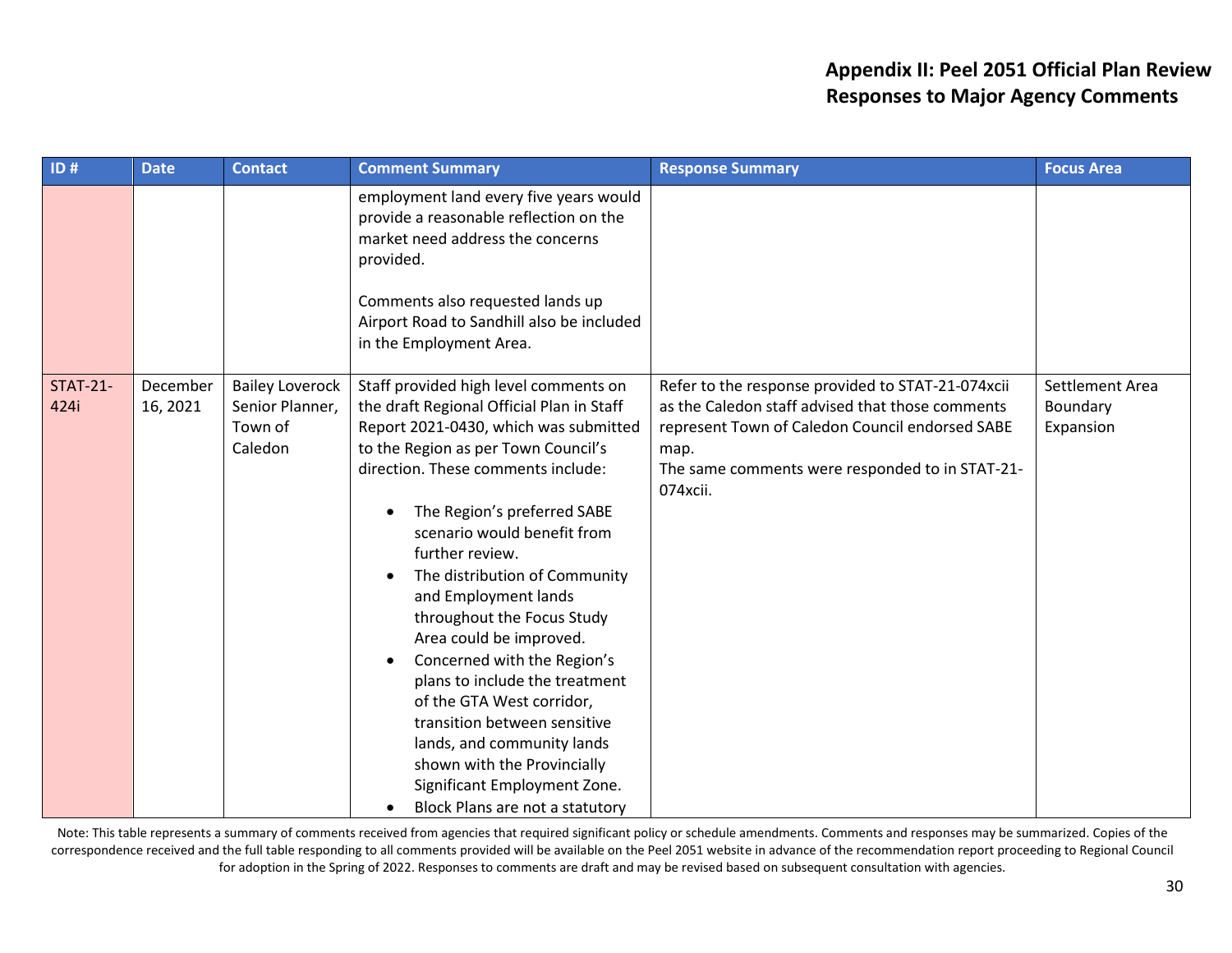# Appendix II: Peel 2051 Official Plan Review
# Responses to Major Agency Comments

| ID # | Date | Contact | Comment Summary | Response Summary | Focus Area |
|---|---|---|---|---|---|
| | | | employment land every five years would provide a reasonable reflection on the market need address the concerns provided.<br><br>Comments also requested lands up Airport Road to Sandhill also be included in the Employment Area. | | |
| STAT-21-424i | December 16, 2021 | Bailey Loverock Senior Planner, Town of Caledon | Staff provided high level comments on the draft Regional Official Plan in Staff Report 2021-0430, which was submitted to the Region as per Town Council's direction. These comments include:<br><br>• The Region's preferred SABE scenario would benefit from further review.<br>• The distribution of Community and Employment lands throughout the Focus Study Area could be improved.<br>• Concerned with the Region's plans to include the treatment of the GTA West corridor, transition between sensitive lands, and community lands shown with the Provincially Significant Employment Zone.<br>• Block Plans are not a statutory | Refer to the response provided to STAT-21-074xcii as the Caledon staff advised that those comments represent Town of Caledon Council endorsed SABE map.<br>The same comments were responded to in STAT-21-074xcii. | Settlement Area Boundary Expansion |

Note: This table represents a summary of comments received from agencies that required significant policy or schedule amendments. Comments and responses may be summarized. Copies of the correspondence received and the full table responding to all comments provided will be available on the Peel 2051 website in advance of the recommendation report proceeding to Regional Council for adoption in the Spring of 2022. Responses to comments are draft and may be revised based on subsequent consultation with agencies.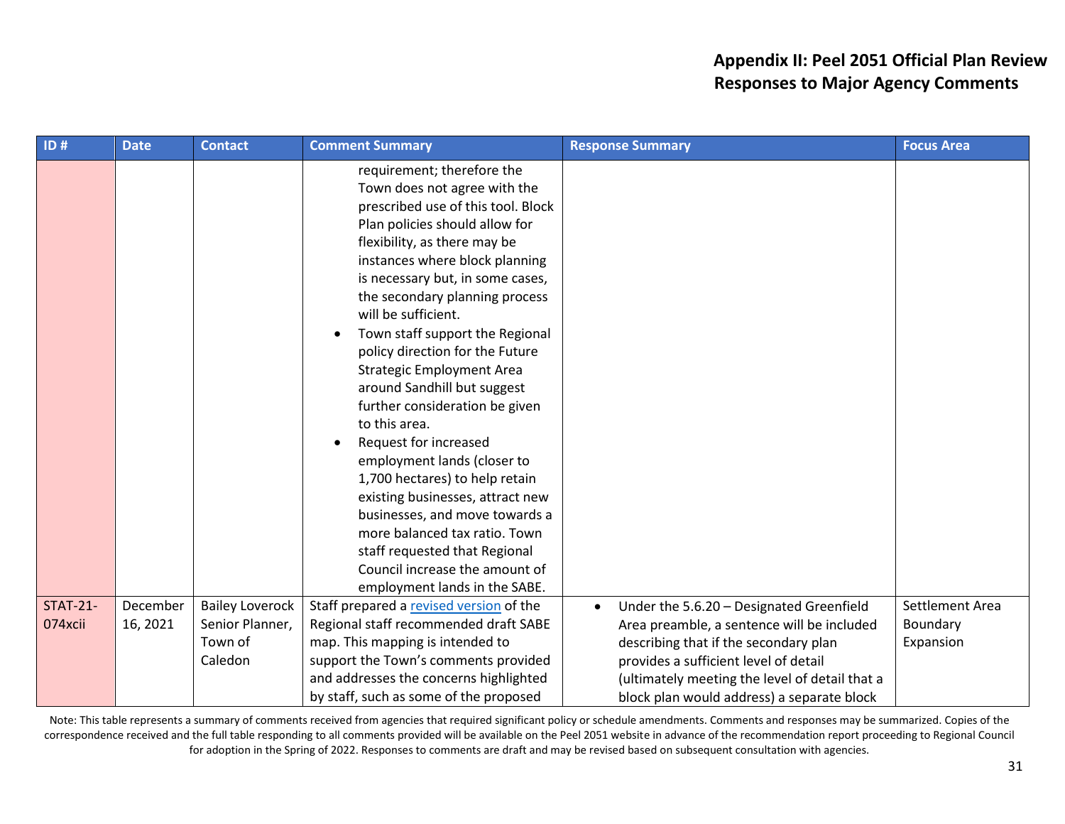## Appendix II: Peel 2051 Official Plan Review
## Responses to Major Agency Comments

| ID # | Date | Contact | Comment Summary | Response Summary | Focus Area |
|---|---|---|---|---|---|
| | | | requirement; therefore the Town does not agree with the prescribed use of this tool. Block Plan policies should allow for flexibility, as there may be instances where block planning is necessary but, in some cases, the secondary planning process will be sufficient.<br>• Town staff support the Regional policy direction for the Future Strategic Employment Area around Sandhill but suggest further consideration be given to this area.<br>• Request for increased employment lands (closer to 1,700 hectares) to help retain existing businesses, attract new businesses, and move towards a more balanced tax ratio. Town staff requested that Regional Council increase the amount of employment lands in the SABE. | | |
| STAT-21-074xcii | December 16, 2021 | Bailey Loverock Senior Planner, Town of Caledon | Staff prepared a revised version of the Regional staff recommended draft SABE map. This mapping is intended to support the Town's comments provided and addresses the concerns highlighted by staff, such as some of the proposed | • Under the 5.6.20 – Designated Greenfield Area preamble, a sentence will be included describing that if the secondary plan provides a sufficient level of detail (ultimately meeting the level of detail that a block plan would address) a separate block | Settlement Area Boundary Expansion |

Note: This table represents a summary of comments received from agencies that required significant policy or schedule amendments. Comments and responses may be summarized. Copies of the correspondence received and the full table responding to all comments provided will be available on the Peel 2051 website in advance of the recommendation report proceeding to Regional Council for adoption in the Spring of 2022. Responses to comments are draft and may be revised based on subsequent consultation with agencies.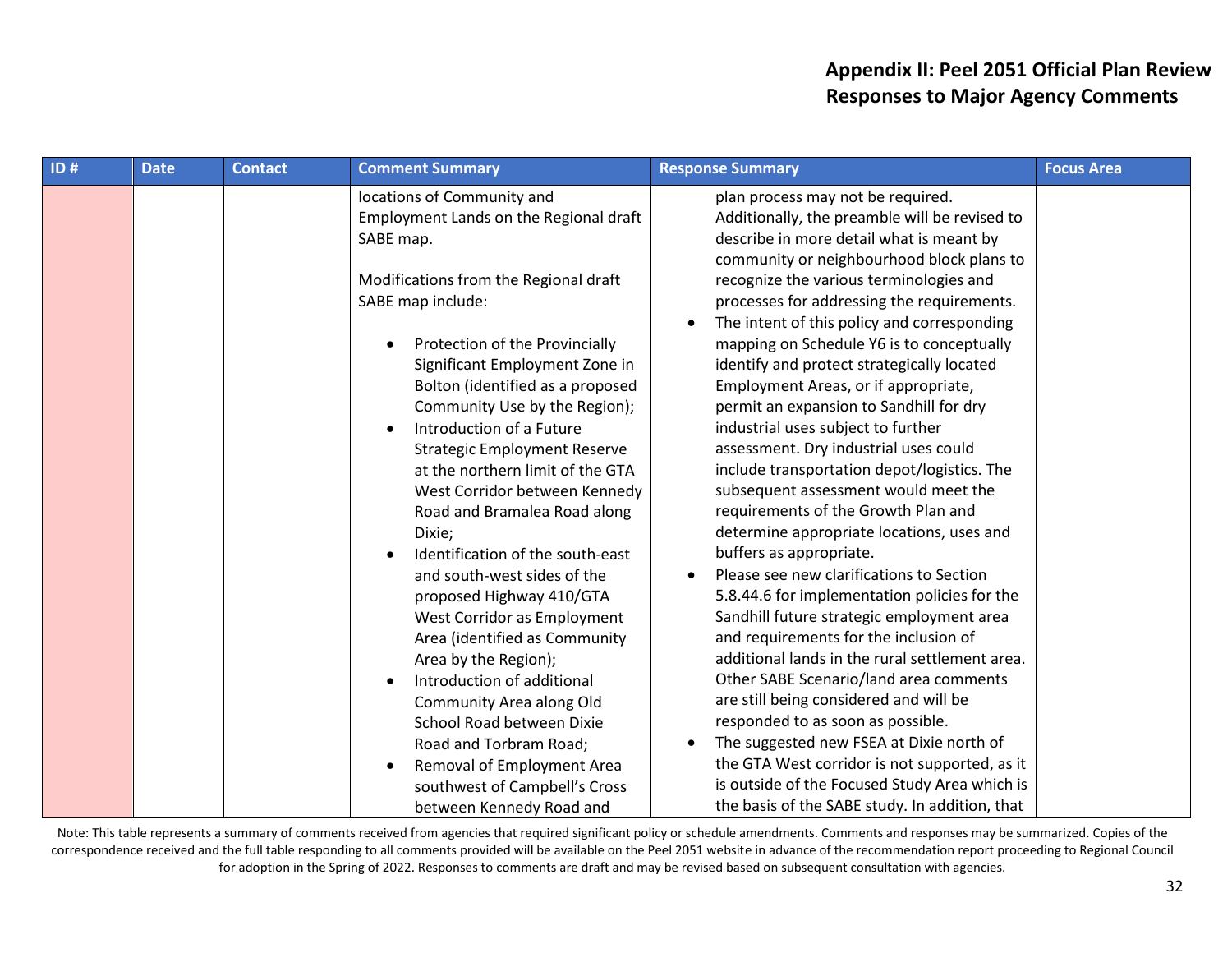# Appendix II: Peel 2051 Official Plan Review
# Responses to Major Agency Comments

| ID # | Date | Contact | Comment Summary | Response Summary | Focus Area |
|---|---|---|---|---|---|
| | | | locations of Community and Employment Lands on the Regional draft SABE map.<br><br>Modifications from the Regional draft SABE map include:<br><br>• Protection of the Provincially Significant Employment Zone in Bolton (identified as a proposed Community Use by the Region);<br>• Introduction of a Future Strategic Employment Reserve at the northern limit of the GTA West Corridor between Kennedy Road and Bramalea Road along Dixie;<br>• Identification of the south-east and south-west sides of the proposed Highway 410/GTA West Corridor as Employment Area (identified as Community Area by the Region);<br>• Introduction of additional Community Area along Old School Road between Dixie Road and Torbram Road;<br>• Removal of Employment Area southwest of Campbell's Cross between Kennedy Road and | plan process may not be required. Additionally, the preamble will be revised to describe in more detail what is meant by community or neighbourhood block plans to recognize the various terminologies and processes for addressing the requirements.<br>• The intent of this policy and corresponding mapping on Schedule Y6 is to conceptually identify and protect strategically located Employment Areas, or if appropriate, permit an expansion to Sandhill for dry industrial uses subject to further assessment. Dry industrial uses could include transportation depot/logistics. The subsequent assessment would meet the requirements of the Growth Plan and determine appropriate locations, uses and buffers as appropriate.<br>• Please see new clarifications to Section 5.8.44.6 for implementation policies for the Sandhill future strategic employment area and requirements for the inclusion of additional lands in the rural settlement area. Other SABE Scenario/land area comments are still being considered and will be responded to as soon as possible.<br>• The suggested new FSEA at Dixie north of the GTA West corridor is not supported, as it is outside of the Focused Study Area which is the basis of the SABE study. In addition, that | |

Note: This table represents a summary of comments received from agencies that required significant policy or schedule amendments. Comments and responses may be summarized. Copies of the correspondence received and the full table responding to all comments provided will be available on the Peel 2051 website in advance of the recommendation report proceeding to Regional Council for adoption in the Spring of 2022. Responses to comments are draft and may be revised based on subsequent consultation with agencies.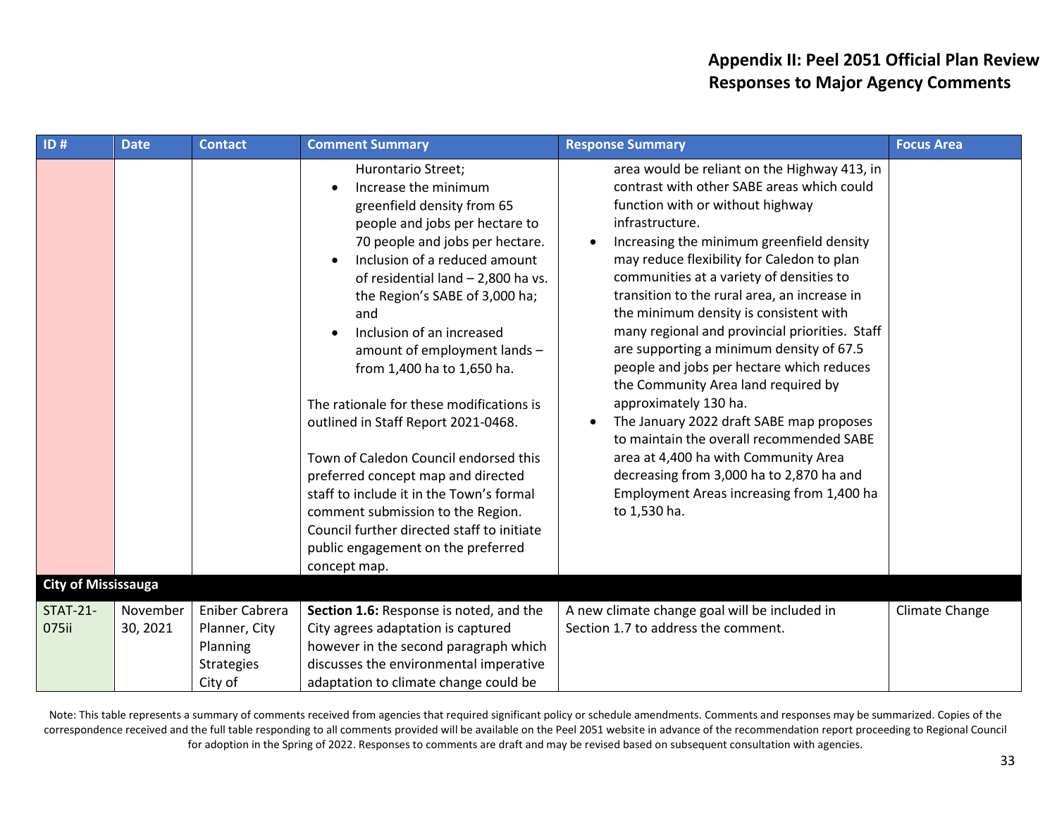# Appendix II: Peel 2051 Official Plan Review Responses to Major Agency Comments

| ID # | Date | Contact | Comment Summary | Response Summary | Focus Area |
|---|---|---|---|---|---|
| | | | Hurontario Street;<br>• Increase the minimum greenfield density from 65 people and jobs per hectare to 70 people and jobs per hectare.<br>• Inclusion of a reduced amount of residential land – 2,800 ha vs. the Region's SABE of 3,000 ha; and<br>• Inclusion of an increased amount of employment lands – from 1,400 ha to 1,650 ha.<br><br>The rationale for these modifications is outlined in Staff Report 2021-0468.<br><br>Town of Caledon Council endorsed this preferred concept map and directed staff to include it in the Town's formal comment submission to the Region. Council further directed staff to initiate public engagement on the preferred concept map. | area would be reliant on the Highway 413, in contrast with other SABE areas which could function with or without highway infrastructure.<br>• Increasing the minimum greenfield density may reduce flexibility for Caledon to plan communities at a variety of densities to transition to the rural area, an increase in the minimum density is consistent with many regional and provincial priorities. Staff are supporting a minimum density of 67.5 people and jobs per hectare which reduces the Community Area land required by approximately 130 ha.<br>• The January 2022 draft SABE map proposes to maintain the overall recommended SABE area at 4,400 ha with Community Area decreasing from 3,000 ha to 2,870 ha and Employment Areas increasing from 1,400 ha to 1,530 ha. | |
| **City of Mississauga** | | | | | |
| STAT-21-075ii | November 30, 2021 | Eniber Cabrera Planner, City Planning Strategies City of | **Section 1.6:** Response is noted, and the City agrees adaptation is captured however in the second paragraph which discusses the environmental imperative adaptation to climate change could be | A new climate change goal will be included in Section 1.7 to address the comment. | Climate Change |

Note: This table represents a summary of comments received from agencies that required significant policy or schedule amendments. Comments and responses may be summarized. Copies of the correspondence received and the full table responding to all comments provided will be available on the Peel 2051 website in advance of the recommendation report proceeding to Regional Council for adoption in the Spring of 2022. Responses to comments are draft and may be revised based on subsequent consultation with agencies.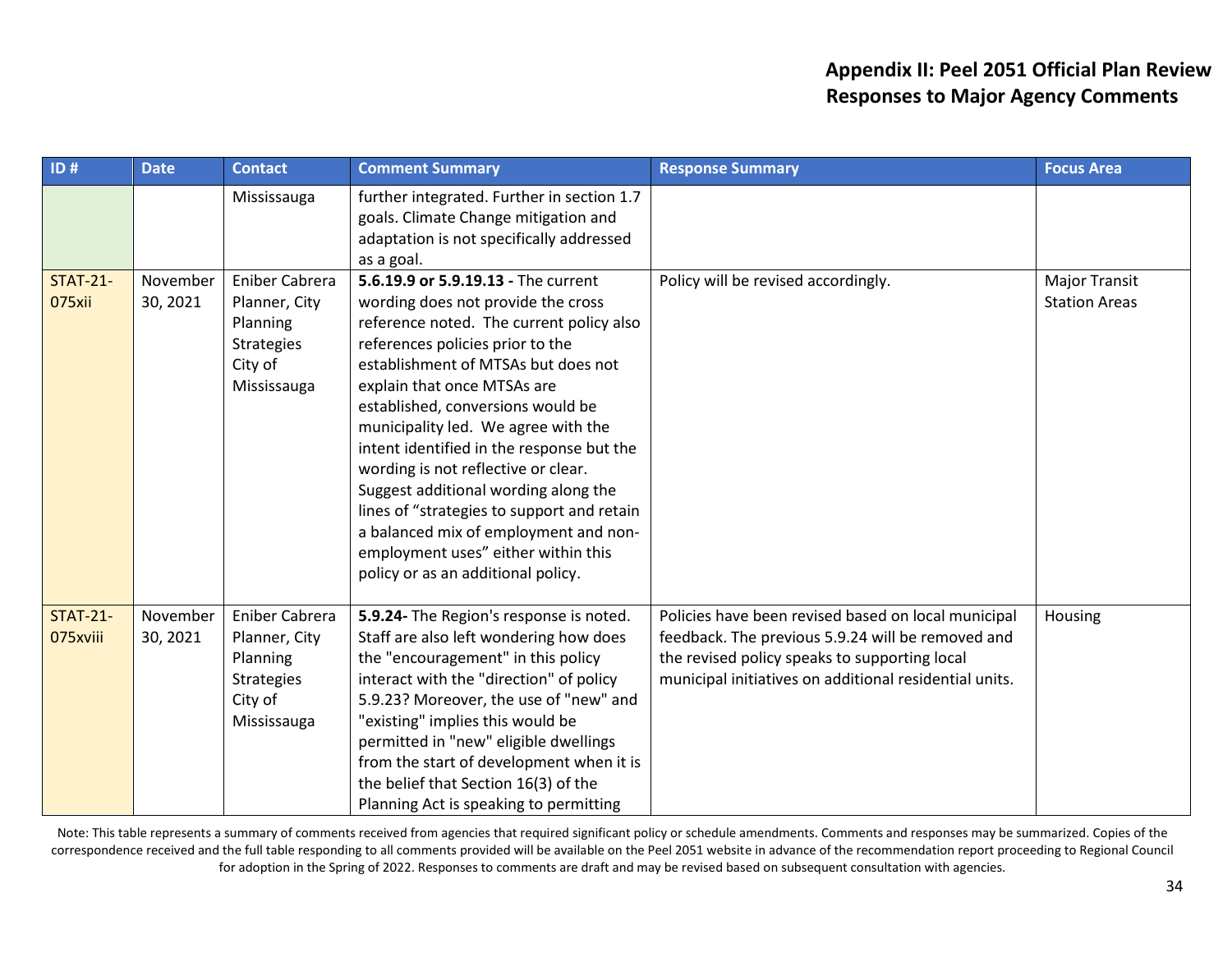# Appendix II: Peel 2051 Official Plan Review Responses to Major Agency Comments

| ID # | Date | Contact | Comment Summary | Response Summary | Focus Area |
|---|---|---|---|---|---|
| | | Mississauga | further integrated. Further in section 1.7 goals. Climate Change mitigation and adaptation is not specifically addressed as a goal. | | |
| STAT-21-075xii | November 30, 2021 | Eniber Cabrera Planner, City Planning Strategies City of Mississauga | **5.6.19.9 or 5.9.19.13 -** The current wording does not provide the cross reference noted. The current policy also references policies prior to the establishment of MTSAs but does not explain that once MTSAs are established, conversions would be municipality led. We agree with the intent identified in the response but the wording is not reflective or clear. Suggest additional wording along the lines of "strategies to support and retain a balanced mix of employment and non-employment uses" either within this policy or as an additional policy. | Policy will be revised accordingly. | Major Transit Station Areas |
| STAT-21-075xviii | November 30, 2021 | Eniber Cabrera Planner, City Planning Strategies City of Mississauga | **5.9.24-** The Region's response is noted. Staff are also left wondering how does the "encouragement" in this policy interact with the "direction" of policy 5.9.23? Moreover, the use of "new" and "existing" implies this would be permitted in "new" eligible dwellings from the start of development when it is the belief that Section 16(3) of the Planning Act is speaking to permitting | Policies have been revised based on local municipal feedback. The previous 5.9.24 will be removed and the revised policy speaks to supporting local municipal initiatives on additional residential units. | Housing |

Note: This table represents a summary of comments received from agencies that required significant policy or schedule amendments. Comments and responses may be summarized. Copies of the correspondence received and the full table responding to all comments provided will be available on the Peel 2051 website in advance of the recommendation report proceeding to Regional Council for adoption in the Spring of 2022. Responses to comments are draft and may be revised based on subsequent consultation with agencies.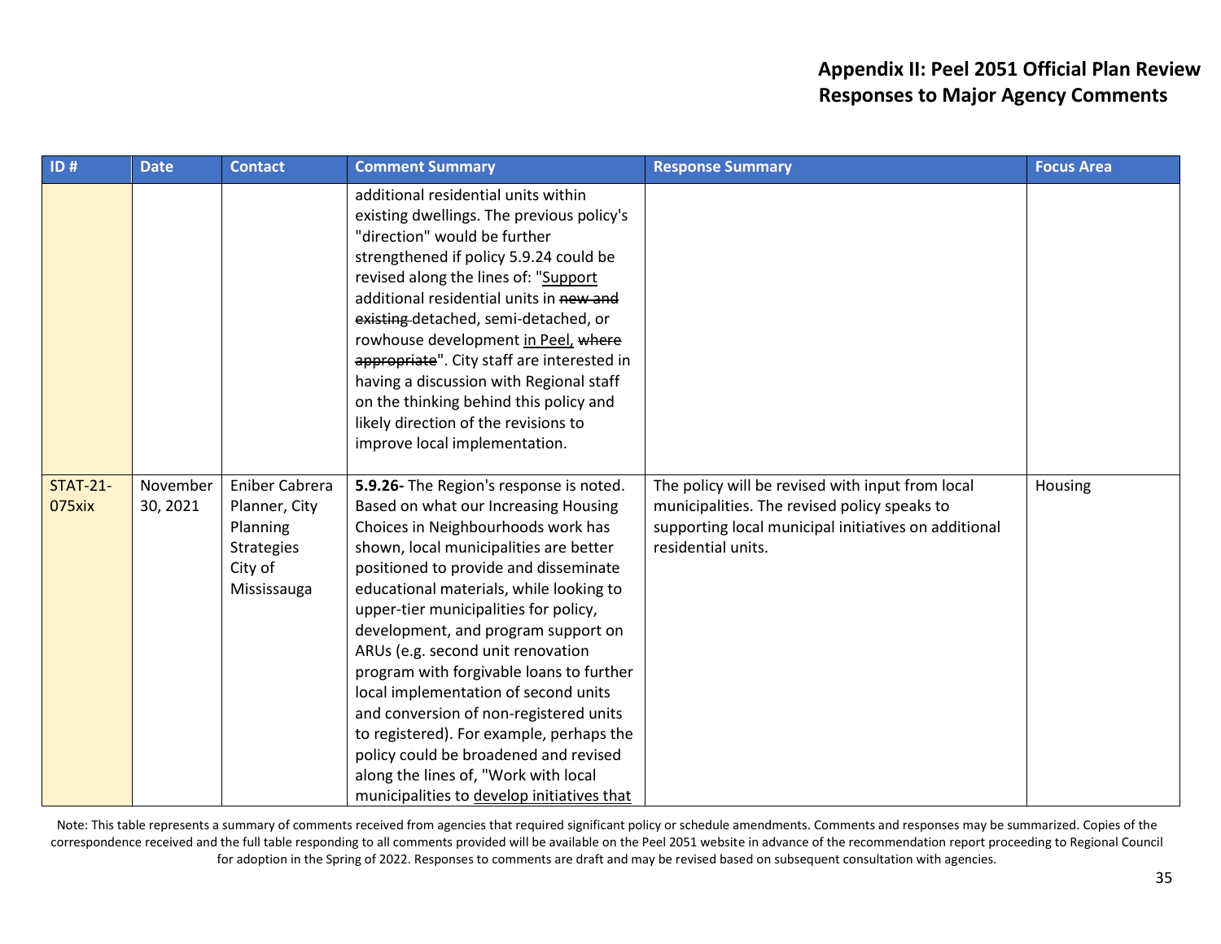# Appendix II: Peel 2051 Official Plan Review Responses to Major Agency Comments

| ID # | Date | Contact | Comment Summary | Response Summary | Focus Area |
|---|---|---|---|---|---|
| | | | additional residential units within existing dwellings. The previous policy's "direction" would be further strengthened if policy 5.9.24 could be revised along the lines of: "<u>Support</u> additional residential units in ~~new and existing~~ detached, semi-detached, or rowhouse development <u>in Peel,</u> ~~where appropriate~~". City staff are interested in having a discussion with Regional staff on the thinking behind this policy and likely direction of the revisions to improve local implementation. | | |
| STAT-21-075xix | November 30, 2021 | Eniber Cabrera Planner, City Planning Strategies City of Mississauga | **5.9.26-** The Region's response is noted. Based on what our Increasing Housing Choices in Neighbourhoods work has shown, local municipalities are better positioned to provide and disseminate educational materials, while looking to upper-tier municipalities for policy, development, and program support on ARUs (e.g. second unit renovation program with forgivable loans to further local implementation of second units and conversion of non-registered units to registered). For example, perhaps the policy could be broadened and revised along the lines of, "Work with local municipalities to <u>develop initiatives that</u> | The policy will be revised with input from local municipalities. The revised policy speaks to supporting local municipal initiatives on additional residential units. | Housing |

Note: This table represents a summary of comments received from agencies that required significant policy or schedule amendments. Comments and responses may be summarized. Copies of the correspondence received and the full table responding to all comments provided will be available on the Peel 2051 website in advance of the recommendation report proceeding to Regional Council for adoption in the Spring of 2022. Responses to comments are draft and may be revised based on subsequent consultation with agencies.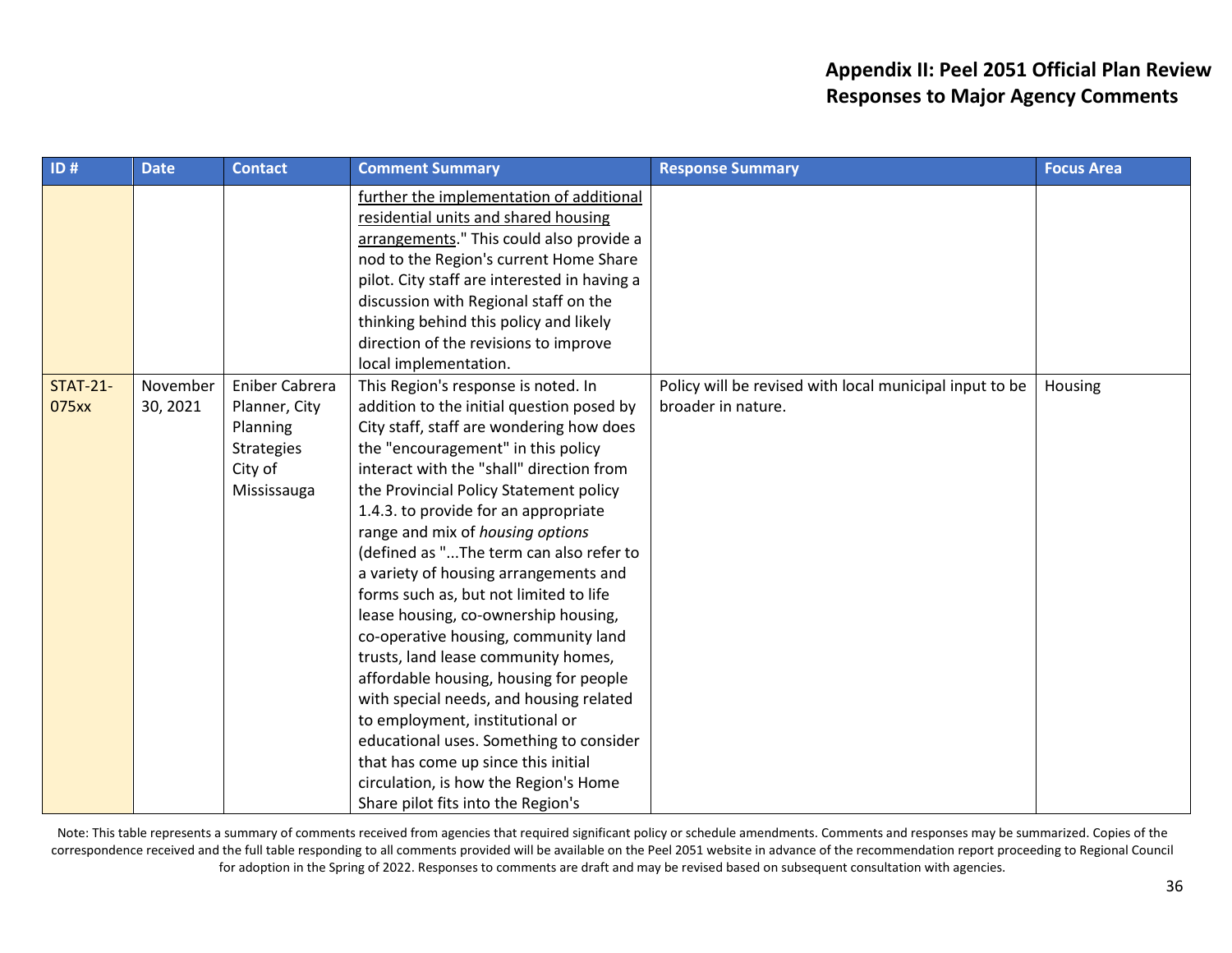# Appendix II: Peel 2051 Official Plan Review
# Responses to Major Agency Comments

| ID # | Date | Contact | Comment Summary | Response Summary | Focus Area |
|---|---|---|---|---|---|
| | | | further the implementation of additional residential units and shared housing arrangements." This could also provide a nod to the Region's current Home Share pilot. City staff are interested in having a discussion with Regional staff on the thinking behind this policy and likely direction of the revisions to improve local implementation. | | |
| STAT-21-075xx | November 30, 2021 | Eniber Cabrera Planner, City Planning Strategies City of Mississauga | This Region's response is noted. In addition to the initial question posed by City staff, staff are wondering how does the "encouragement" in this policy interact with the "shall" direction from the Provincial Policy Statement policy 1.4.3. to provide for an appropriate range and mix of *housing options* (defined as "...The term can also refer to a variety of housing arrangements and forms such as, but not limited to life lease housing, co-ownership housing, co-operative housing, community land trusts, land lease community homes, affordable housing, housing for people with special needs, and housing related to employment, institutional or educational uses. Something to consider that has come up since this initial circulation, is how the Region's Home Share pilot fits into the Region's | Policy will be revised with local municipal input to be broader in nature. | Housing |

Note: This table represents a summary of comments received from agencies that required significant policy or schedule amendments. Comments and responses may be summarized. Copies of the correspondence received and the full table responding to all comments provided will be available on the Peel 2051 website in advance of the recommendation report proceeding to Regional Council for adoption in the Spring of 2022. Responses to comments are draft and may be revised based on subsequent consultation with agencies.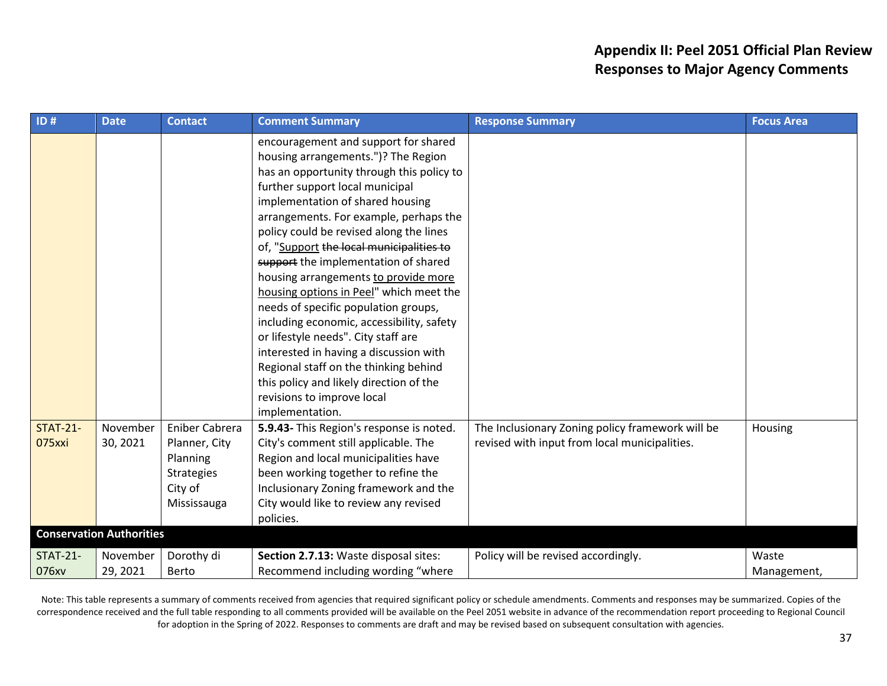| ID # | Date | Contact | Comment Summary | Response Summary | Focus Area |
|---|---|---|---|---|---|
| | | | encouragement and support for shared housing arrangements.")? The Region has an opportunity through this policy to further support local municipal implementation of shared housing arrangements. For example, perhaps the policy could be revised along the lines of, "<u>Support</u> ~~the local municipalities to support~~ the implementation of shared housing arrangements <u>to provide more housing options in Peel</u>" which meet the needs of specific population groups, including economic, accessibility, safety or lifestyle needs". City staff are interested in having a discussion with Regional staff on the thinking behind this policy and likely direction of the revisions to improve local implementation. | | |
| STAT-21-075xxi | November 30, 2021 | Eniber Cabrera Planner, City Planning Strategies City of Mississauga | **5.9.43-** This Region's response is noted. City's comment still applicable. The Region and local municipalities have been working together to refine the Inclusionary Zoning framework and the City would like to review any revised policies. | The Inclusionary Zoning policy framework will be revised with input from local municipalities. | Housing |
| **Conservation Authorities** | | | | | |
| STAT-21-076xv | November 29, 2021 | Dorothy di Berto | **Section 2.7.13:** Waste disposal sites: Recommend including wording "where | Policy will be revised accordingly. | Waste Management, |

Note: This table represents a summary of comments received from agencies that required significant policy or schedule amendments. Comments and responses may be summarized. Copies of the correspondence received and the full table responding to all comments provided will be available on the Peel 2051 website in advance of the recommendation report proceeding to Regional Council for adoption in the Spring of 2022. Responses to comments are draft and may be revised based on subsequent consultation with agencies.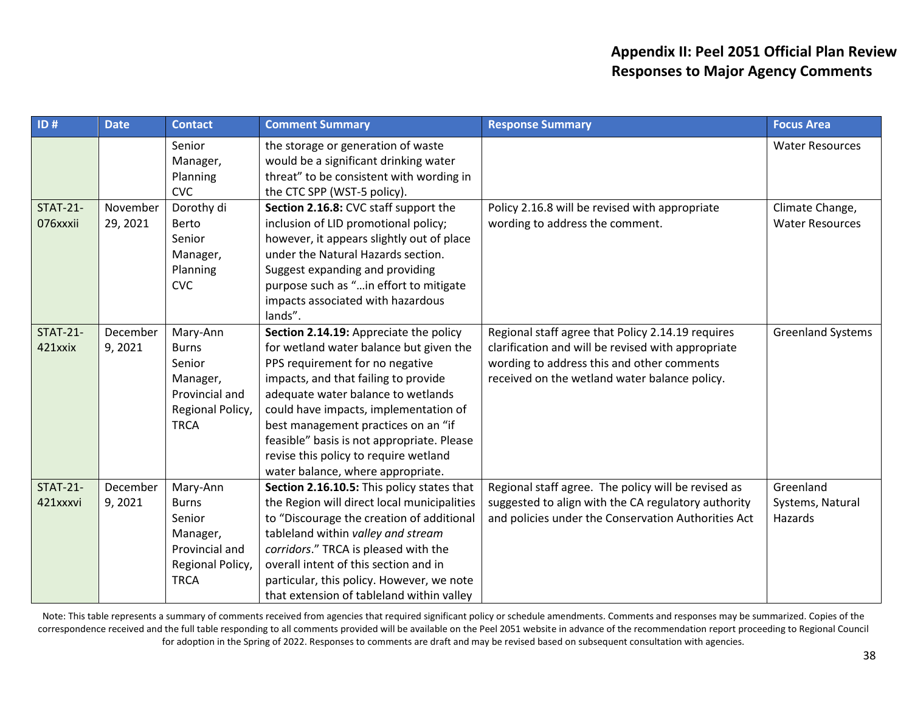# Appendix II: Peel 2051 Official Plan Review
# Responses to Major Agency Comments

| ID # | Date | Contact | Comment Summary | Response Summary | Focus Area |
|---|---|---|---|---|---|
| | | Senior Manager, Planning CVC | the storage or generation of waste would be a significant drinking water threat" to be consistent with wording in the CTC SPP (WST-5 policy). | | Water Resources |
| STAT-21-076xxxii | November 29, 2021 | Dorothy di Berto Senior Manager, Planning CVC | **Section 2.16.8:** CVC staff support the inclusion of LID promotional policy; however, it appears slightly out of place under the Natural Hazards section. Suggest expanding and providing purpose such as "…in effort to mitigate impacts associated with hazardous lands". | Policy 2.16.8 will be revised with appropriate wording to address the comment. | Climate Change, Water Resources |
| STAT-21-421xxix | December 9, 2021 | Mary-Ann Burns Senior Manager, Provincial and Regional Policy, TRCA | **Section 2.14.19:** Appreciate the policy for wetland water balance but given the PPS requirement for no negative impacts, and that failing to provide adequate water balance to wetlands could have impacts, implementation of best management practices on an "if feasible" basis is not appropriate. Please revise this policy to require wetland water balance, where appropriate. | Regional staff agree that Policy 2.14.19 requires clarification and will be revised with appropriate wording to address this and other comments received on the wetland water balance policy. | Greenland Systems |
| STAT-21-421xxxvi | December 9, 2021 | Mary-Ann Burns Senior Manager, Provincial and Regional Policy, TRCA | **Section 2.16.10.5:** This policy states that the Region will direct local municipalities to "Discourage the creation of additional tableland within *valley and stream corridors*." TRCA is pleased with the overall intent of this section and in particular, this policy. However, we note that extension of tableland within valley | Regional staff agree. The policy will be revised as suggested to align with the CA regulatory authority and policies under the Conservation Authorities Act | Greenland Systems, Natural Hazards |

Note: This table represents a summary of comments received from agencies that required significant policy or schedule amendments. Comments and responses may be summarized. Copies of the correspondence received and the full table responding to all comments provided will be available on the Peel 2051 website in advance of the recommendation report proceeding to Regional Council for adoption in the Spring of 2022. Responses to comments are draft and may be revised based on subsequent consultation with agencies.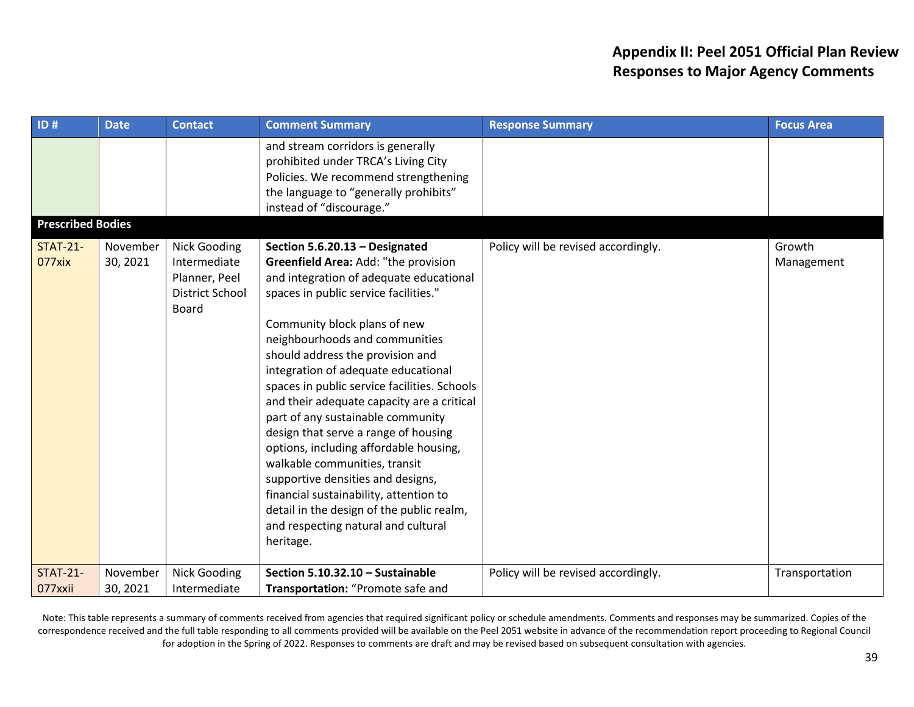# Appendix II: Peel 2051 Official Plan Review Responses to Major Agency Comments

| ID # | Date | Contact | Comment Summary | Response Summary | Focus Area |
|---|---|---|---|---|---|
| | | | and stream corridors is generally prohibited under TRCA's Living City Policies. We recommend strengthening the language to "generally prohibits" instead of "discourage." | | |
| **Prescribed Bodies** | | | | | |
| STAT-21-077xix | November 30, 2021 | Nick Gooding Intermediate Planner, Peel District School Board | **Section 5.6.20.13 – Designated Greenfield Area:** Add: "the provision and integration of adequate educational spaces in public service facilities."<br><br>Community block plans of new neighbourhoods and communities should address the provision and integration of adequate educational spaces in public service facilities. Schools and their adequate capacity are a critical part of any sustainable community design that serve a range of housing options, including affordable housing, walkable communities, transit supportive densities and designs, financial sustainability, attention to detail in the design of the public realm, and respecting natural and cultural heritage. | Policy will be revised accordingly. | Growth Management |
| STAT-21-077xxii | November 30, 2021 | Nick Gooding Intermediate | **Section 5.10.32.10 – Sustainable Transportation:** "Promote safe and | Policy will be revised accordingly. | Transportation |

Note: This table represents a summary of comments received from agencies that required significant policy or schedule amendments. Comments and responses may be summarized. Copies of the correspondence received and the full table responding to all comments provided will be available on the Peel 2051 website in advance of the recommendation report proceeding to Regional Council for adoption in the Spring of 2022. Responses to comments are draft and may be revised based on subsequent consultation with agencies.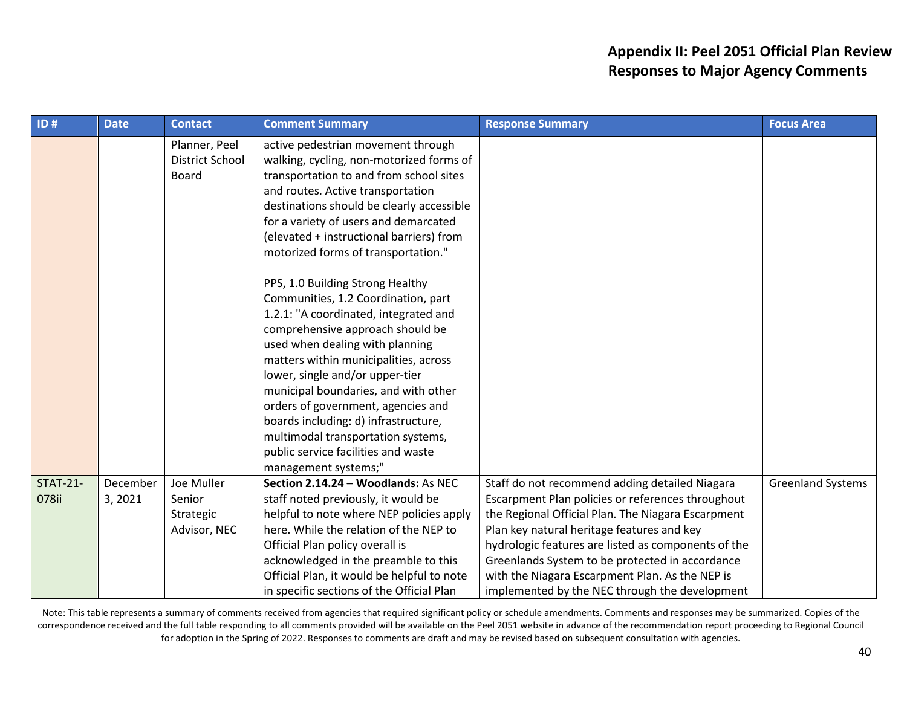# Appendix II: Peel 2051 Official Plan Review Responses to Major Agency Comments

| ID # | Date | Contact | Comment Summary | Response Summary | Focus Area |
|---|---|---|---|---|---|
| | | Planner, Peel District School Board | active pedestrian movement through walking, cycling, non-motorized forms of transportation to and from school sites and routes. Active transportation destinations should be clearly accessible for a variety of users and demarcated (elevated + instructional barriers) from motorized forms of transportation."<br><br>PPS, 1.0 Building Strong Healthy Communities, 1.2 Coordination, part 1.2.1: "A coordinated, integrated and comprehensive approach should be used when dealing with planning matters within municipalities, across lower, single and/or upper-tier municipal boundaries, and with other orders of government, agencies and boards including: d) infrastructure, multimodal transportation systems, public service facilities and waste management systems;" | | |
| STAT-21-078ii | December 3, 2021 | Joe Muller Senior Strategic Advisor, NEC | **Section 2.14.24 – Woodlands:** As NEC staff noted previously, it would be helpful to note where NEP policies apply here. While the relation of the NEP to Official Plan policy overall is acknowledged in the preamble to this Official Plan, it would be helpful to note in specific sections of the Official Plan | Staff do not recommend adding detailed Niagara Escarpment Plan policies or references throughout the Regional Official Plan. The Niagara Escarpment Plan key natural heritage features and key hydrologic features are listed as components of the Greenlands System to be protected in accordance with the Niagara Escarpment Plan. As the NEP is implemented by the NEC through the development | Greenland Systems |

Note: This table represents a summary of comments received from agencies that required significant policy or schedule amendments. Comments and responses may be summarized. Copies of the correspondence received and the full table responding to all comments provided will be available on the Peel 2051 website in advance of the recommendation report proceeding to Regional Council for adoption in the Spring of 2022. Responses to comments are draft and may be revised based on subsequent consultation with agencies.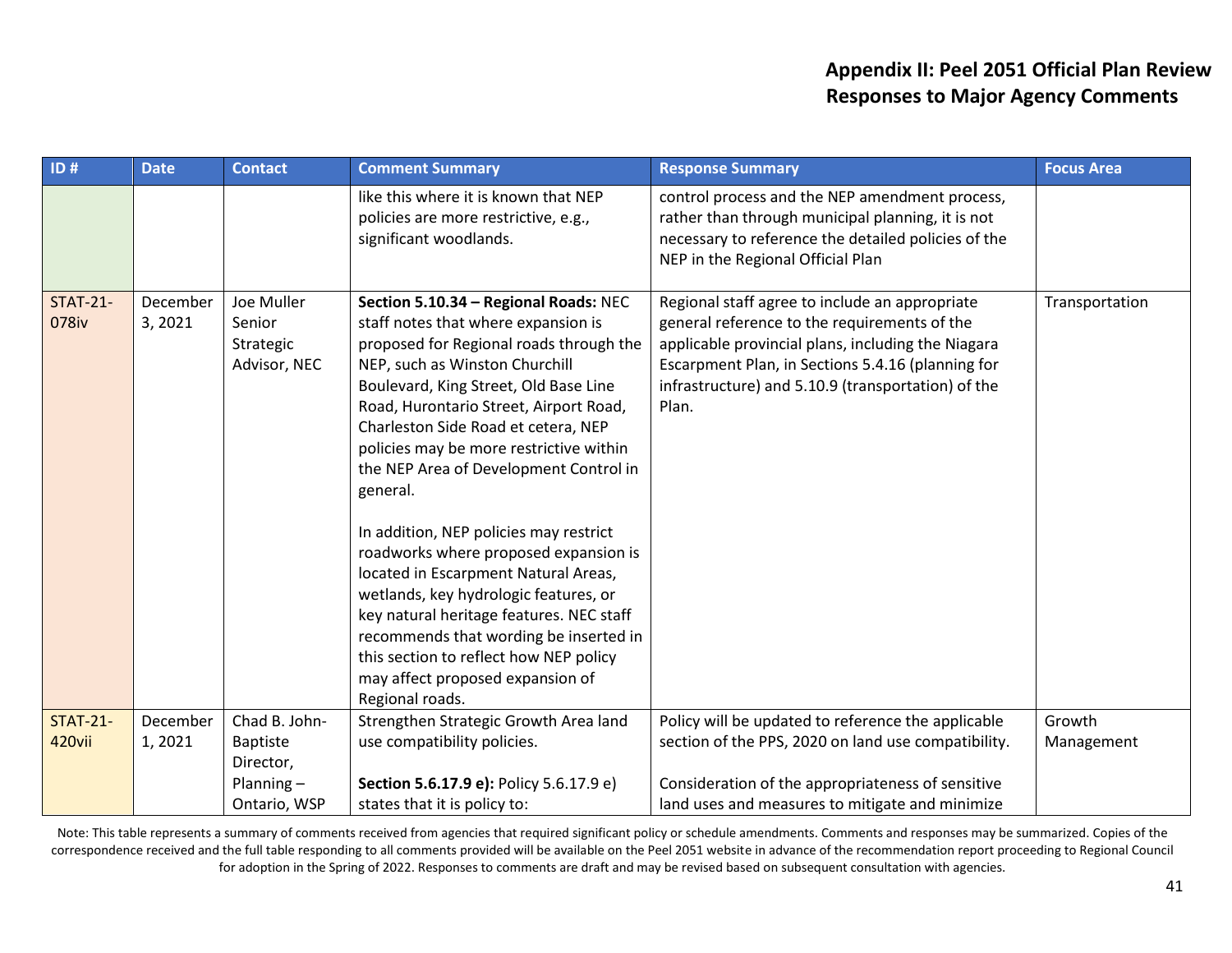# Appendix II: Peel 2051 Official Plan Review Responses to Major Agency Comments

| ID # | Date | Contact | Comment Summary | Response Summary | Focus Area |
|---|---|---|---|---|---|
| | | | like this where it is known that NEP policies are more restrictive, e.g., significant woodlands. | control process and the NEP amendment process, rather than through municipal planning, it is not necessary to reference the detailed policies of the NEP in the Regional Official Plan | |
| STAT-21-078iv | December 3, 2021 | Joe Muller Senior Strategic Advisor, NEC | **Section 5.10.34 – Regional Roads:** NEC staff notes that where expansion is proposed for Regional roads through the NEP, such as Winston Churchill Boulevard, King Street, Old Base Line Road, Hurontario Street, Airport Road, Charleston Side Road et cetera, NEP policies may be more restrictive within the NEP Area of Development Control in general.<br><br>In addition, NEP policies may restrict roadworks where proposed expansion is located in Escarpment Natural Areas, wetlands, key hydrologic features, or key natural heritage features. NEC staff recommends that wording be inserted in this section to reflect how NEP policy may affect proposed expansion of Regional roads. | Regional staff agree to include an appropriate general reference to the requirements of the applicable provincial plans, including the Niagara Escarpment Plan, in Sections 5.4.16 (planning for infrastructure) and 5.10.9 (transportation) of the Plan. | Transportation |
| STAT-21-420vii | December 1, 2021 | Chad B. John-Baptiste Director, Planning – Ontario, WSP | Strengthen Strategic Growth Area land use compatibility policies.<br><br>**Section 5.6.17.9 e):** Policy 5.6.17.9 e) states that it is policy to: | Policy will be updated to reference the applicable section of the PPS, 2020 on land use compatibility.<br><br>Consideration of the appropriateness of sensitive land uses and measures to mitigate and minimize | Growth Management |

Note: This table represents a summary of comments received from agencies that required significant policy or schedule amendments. Comments and responses may be summarized. Copies of the correspondence received and the full table responding to all comments provided will be available on the Peel 2051 website in advance of the recommendation report proceeding to Regional Council for adoption in the Spring of 2022. Responses to comments are draft and may be revised based on subsequent consultation with agencies.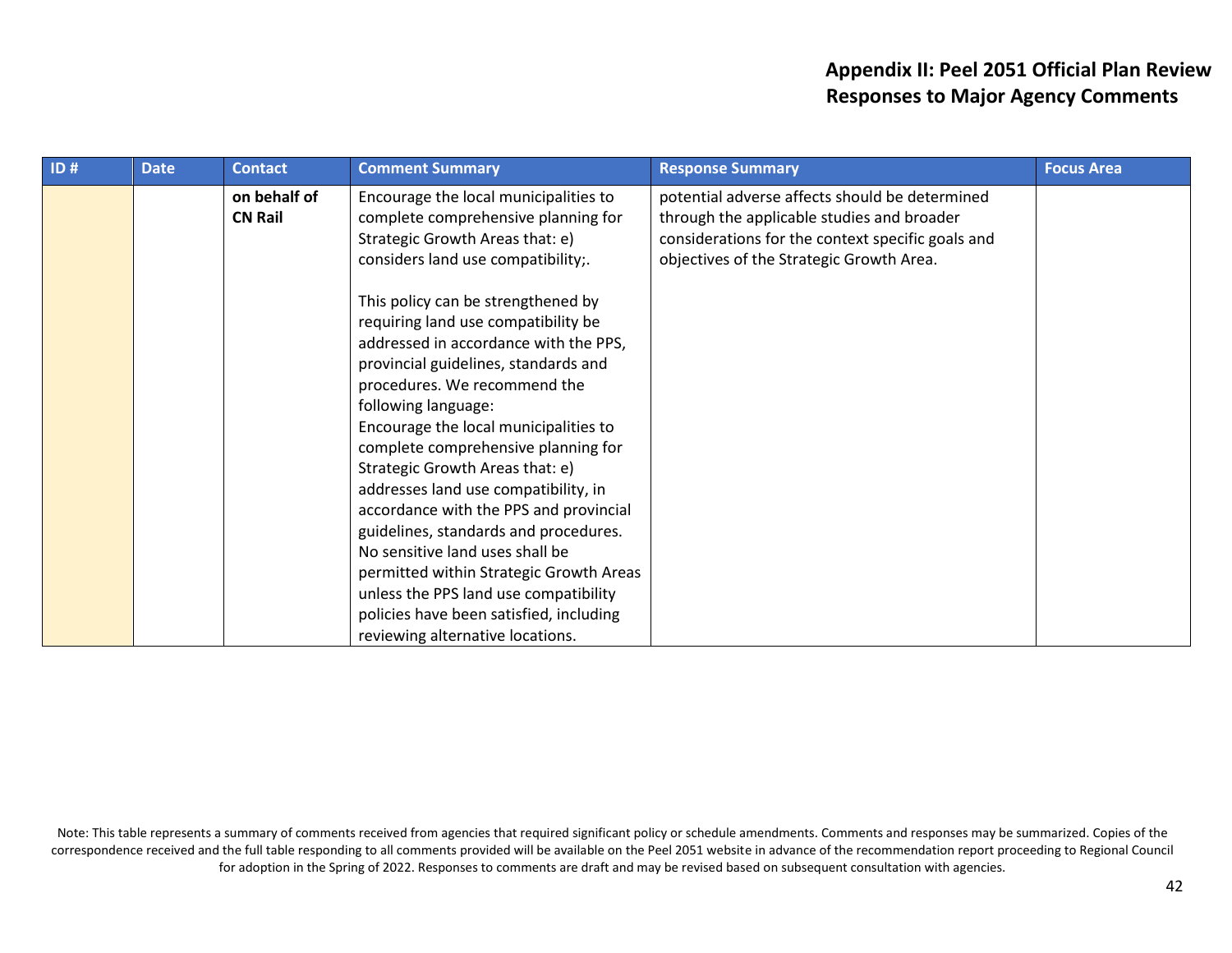# Appendix II: Peel 2051 Official Plan Review
# Responses to Major Agency Comments

| ID # | Date | Contact | Comment Summary | Response Summary | Focus Area |
|---|---|---|---|---|---|
| | | **on behalf of CN Rail** | Encourage the local municipalities to complete comprehensive planning for Strategic Growth Areas that: e) considers land use compatibility;.<br><br>This policy can be strengthened by requiring land use compatibility be addressed in accordance with the PPS, provincial guidelines, standards and procedures. We recommend the following language:<br>Encourage the local municipalities to complete comprehensive planning for Strategic Growth Areas that: e) addresses land use compatibility, in accordance with the PPS and provincial guidelines, standards and procedures. No sensitive land uses shall be permitted within Strategic Growth Areas unless the PPS land use compatibility policies have been satisfied, including reviewing alternative locations. | potential adverse affects should be determined through the applicable studies and broader considerations for the context specific goals and objectives of the Strategic Growth Area. | |

Note: This table represents a summary of comments received from agencies that required significant policy or schedule amendments. Comments and responses may be summarized. Copies of the correspondence received and the full table responding to all comments provided will be available on the Peel 2051 website in advance of the recommendation report proceeding to Regional Council for adoption in the Spring of 2022. Responses to comments are draft and may be revised based on subsequent consultation with agencies.